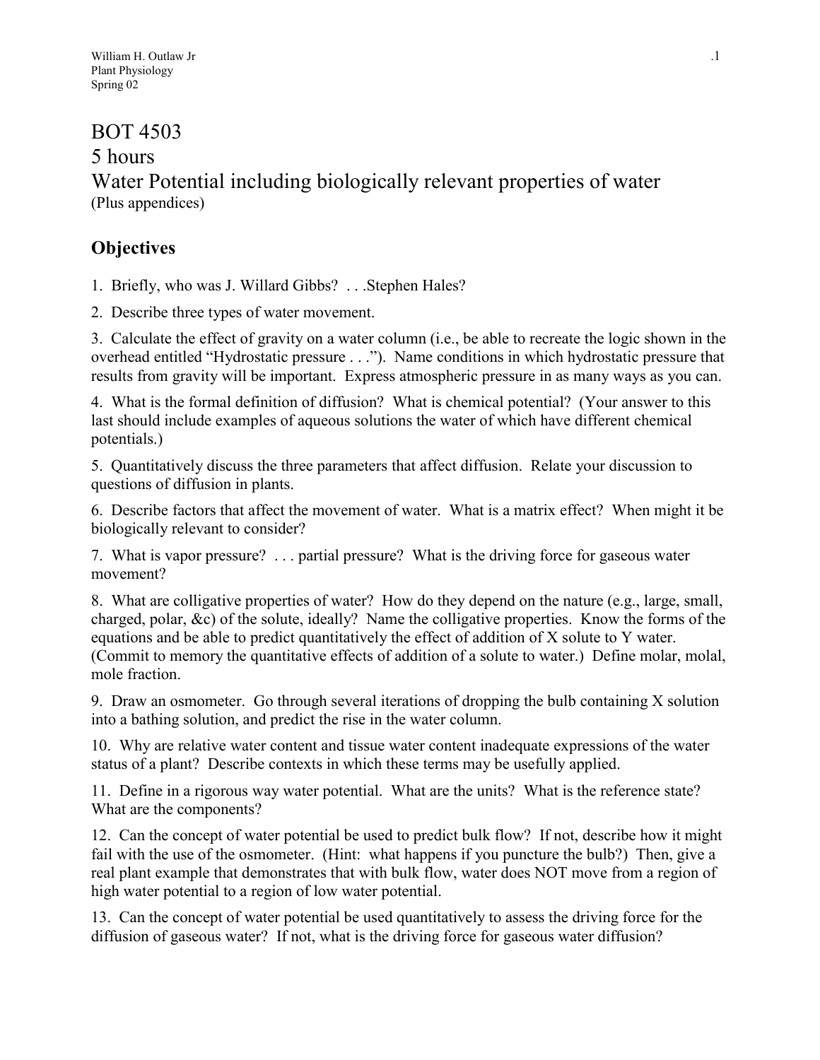# BOT 4503

## 5 hours

## Water Potential including biologically relevant properties of water

(Plus appendices)

## Objectives

1. Briefly, who was J. Willard Gibbs? . . .Stephen Hales?

2. Describe three types of water movement.

3. Calculate the effect of gravity on a water column (i.e., be able to recreate the logic shown in the overhead entitled "Hydrostatic pressure . . ."). Name conditions in which hydrostatic pressure that results from gravity will be important. Express atmospheric pressure in as many ways as you can.

4. What is the formal definition of diffusion? What is chemical potential? (Your answer to this last should include examples of aqueous solutions the water of which have different chemical potentials.)

5. Quantitatively discuss the three parameters that affect diffusion. Relate your discussion to questions of diffusion in plants.

6. Describe factors that affect the movement of water. What is a matrix effect? When might it be biologically relevant to consider?

7. What is vapor pressure? . . . partial pressure? What is the driving force for gaseous water movement?

8. What are colligative properties of water? How do they depend on the nature (e.g., large, small, charged, polar, &c) of the solute, ideally? Name the colligative properties. Know the forms of the equations and be able to predict quantitatively the effect of addition of X solute to Y water. (Commit to memory the quantitative effects of addition of a solute to water.) Define molar, molal, mole fraction.

9. Draw an osmometer. Go through several iterations of dropping the bulb containing X solution into a bathing solution, and predict the rise in the water column.

10. Why are relative water content and tissue water content inadequate expressions of the water status of a plant? Describe contexts in which these terms may be usefully applied.

11. Define in a rigorous way water potential. What are the units? What is the reference state? What are the components?

12. Can the concept of water potential be used to predict bulk flow? If not, describe how it might fail with the use of the osmometer. (Hint: what happens if you puncture the bulb?) Then, give a real plant example that demonstrates that with bulk flow, water does NOT move from a region of high water potential to a region of low water potential.

13. Can the concept of water potential be used quantitatively to assess the driving force for the diffusion of gaseous water? If not, what is the driving force for gaseous water diffusion?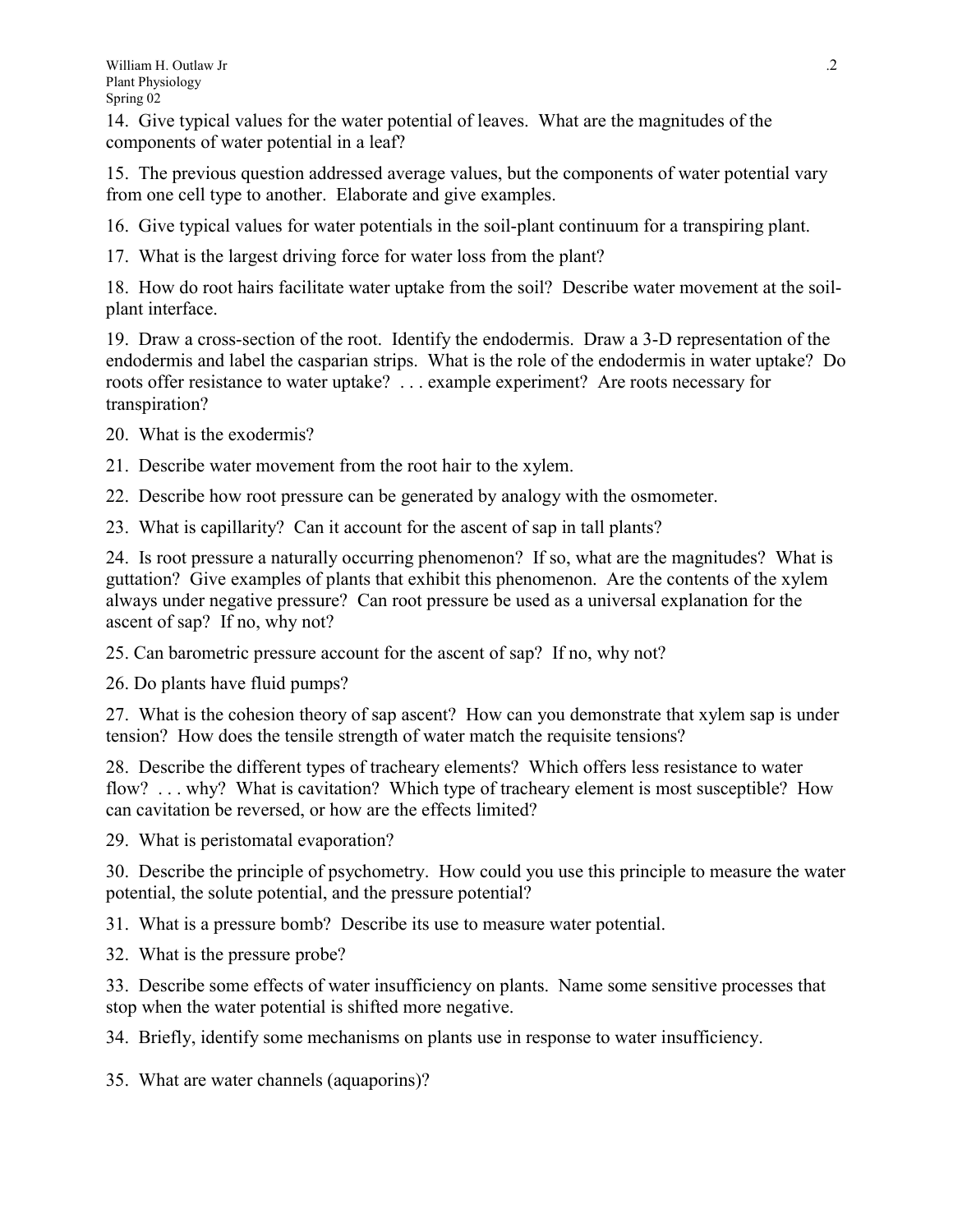14. Give typical values for the water potential of leaves. What are the magnitudes of the components of water potential in a leaf?

15. The previous question addressed average values, but the components of water potential vary from one cell type to another. Elaborate and give examples.

16. Give typical values for water potentials in the soil-plant continuum for a transpiring plant.

17. What is the largest driving force for water loss from the plant?

18. How do root hairs facilitate water uptake from the soil? Describe water movement at the soil-plant interface.

19. Draw a cross-section of the root. Identify the endodermis. Draw a 3-D representation of the endodermis and label the casparian strips. What is the role of the endodermis in water uptake? Do roots offer resistance to water uptake? . . . example experiment? Are roots necessary for transpiration?

20. What is the exodermis?

21. Describe water movement from the root hair to the xylem.

22. Describe how root pressure can be generated by analogy with the osmometer.

23. What is capillarity? Can it account for the ascent of sap in tall plants?

24. Is root pressure a naturally occurring phenomenon? If so, what are the magnitudes? What is guttation? Give examples of plants that exhibit this phenomenon. Are the contents of the xylem always under negative pressure? Can root pressure be used as a universal explanation for the ascent of sap? If no, why not?

25. Can barometric pressure account for the ascent of sap? If no, why not?

26. Do plants have fluid pumps?

27. What is the cohesion theory of sap ascent? How can you demonstrate that xylem sap is under tension? How does the tensile strength of water match the requisite tensions?

28. Describe the different types of tracheary elements? Which offers less resistance to water flow? . . . why? What is cavitation? Which type of tracheary element is most susceptible? How can cavitation be reversed, or how are the effects limited?

29. What is peristomatal evaporation?

30. Describe the principle of psychometry. How could you use this principle to measure the water potential, the solute potential, and the pressure potential?

31. What is a pressure bomb? Describe its use to measure water potential.

32. What is the pressure probe?

33. Describe some effects of water insufficiency on plants. Name some sensitive processes that stop when the water potential is shifted more negative.

34. Briefly, identify some mechanisms on plants use in response to water insufficiency.

35. What are water channels (aquaporins)?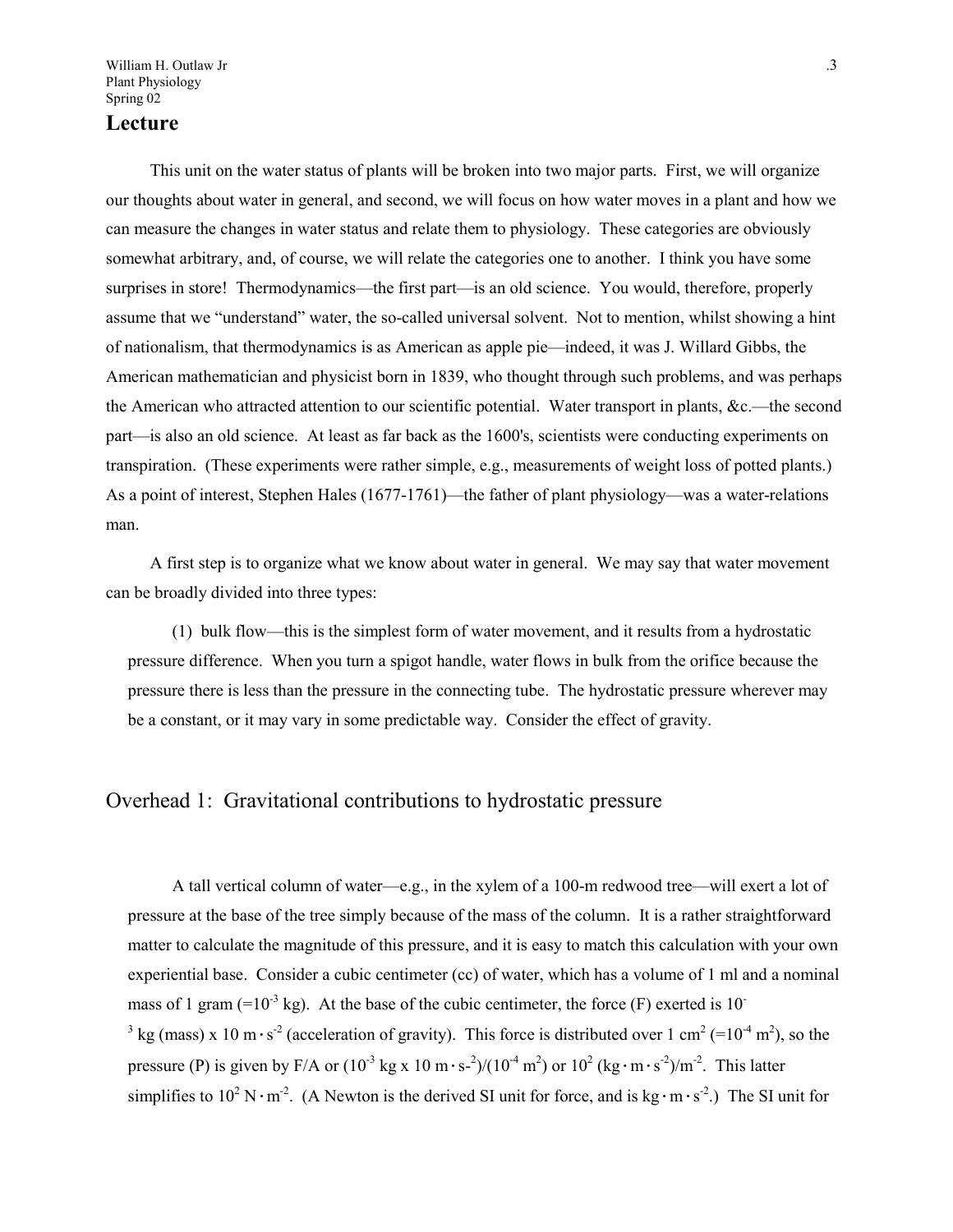## Lecture

This unit on the water status of plants will be broken into two major parts. First, we will organize our thoughts about water in general, and second, we will focus on how water moves in a plant and how we can measure the changes in water status and relate them to physiology. These categories are obviously somewhat arbitrary, and, of course, we will relate the categories one to another. I think you have some surprises in store! Thermodynamics—the first part—is an old science. You would, therefore, properly assume that we "understand" water, the so-called universal solvent. Not to mention, whilst showing a hint of nationalism, that thermodynamics is as American as apple pie—indeed, it was J. Willard Gibbs, the American mathematician and physicist born in 1839, who thought through such problems, and was perhaps the American who attracted attention to our scientific potential. Water transport in plants, &c.—the second part—is also an old science. At least as far back as the 1600's, scientists were conducting experiments on transpiration. (These experiments were rather simple, e.g., measurements of weight loss of potted plants.) As a point of interest, Stephen Hales (1677-1761)—the father of plant physiology—was a water-relations man.

A first step is to organize what we know about water in general. We may say that water movement can be broadly divided into three types:

(1) bulk flow—this is the simplest form of water movement, and it results from a hydrostatic pressure difference. When you turn a spigot handle, water flows in bulk from the orifice because the pressure there is less than the pressure in the connecting tube. The hydrostatic pressure wherever may be a constant, or it may vary in some predictable way. Consider the effect of gravity.

### Overhead 1: Gravitational contributions to hydrostatic pressure

A tall vertical column of water—e.g., in the xylem of a 100-m redwood tree—will exert a lot of pressure at the base of the tree simply because of the mass of the column. It is a rather straightforward matter to calculate the magnitude of this pressure, and it is easy to match this calculation with your own experiential base. Consider a cubic centimeter (cc) of water, which has a volume of 1 ml and a nominal mass of 1 gram ($=10^{-3}$ kg). At the base of the cubic centimeter, the force (F) exerted is $10^{-3}$ kg (mass) x 10 $m \cdot s^{-2}$ (acceleration of gravity). This force is distributed over 1 $cm^2$ ($=10^{-4}$ $m^2$), so the pressure (P) is given by F/A or ($10^{-3}$ kg x 10 $m \cdot s^{-2}$)/($10^{-4}$ $m^2$) or $10^2$ ($kg \cdot m \cdot s^{-2}$)/$m^{-2}$. This latter simplifies to $10^2$ $N \cdot m^{-2}$. (A Newton is the derived SI unit for force, and is $kg \cdot m \cdot s^{-2}$.) The SI unit for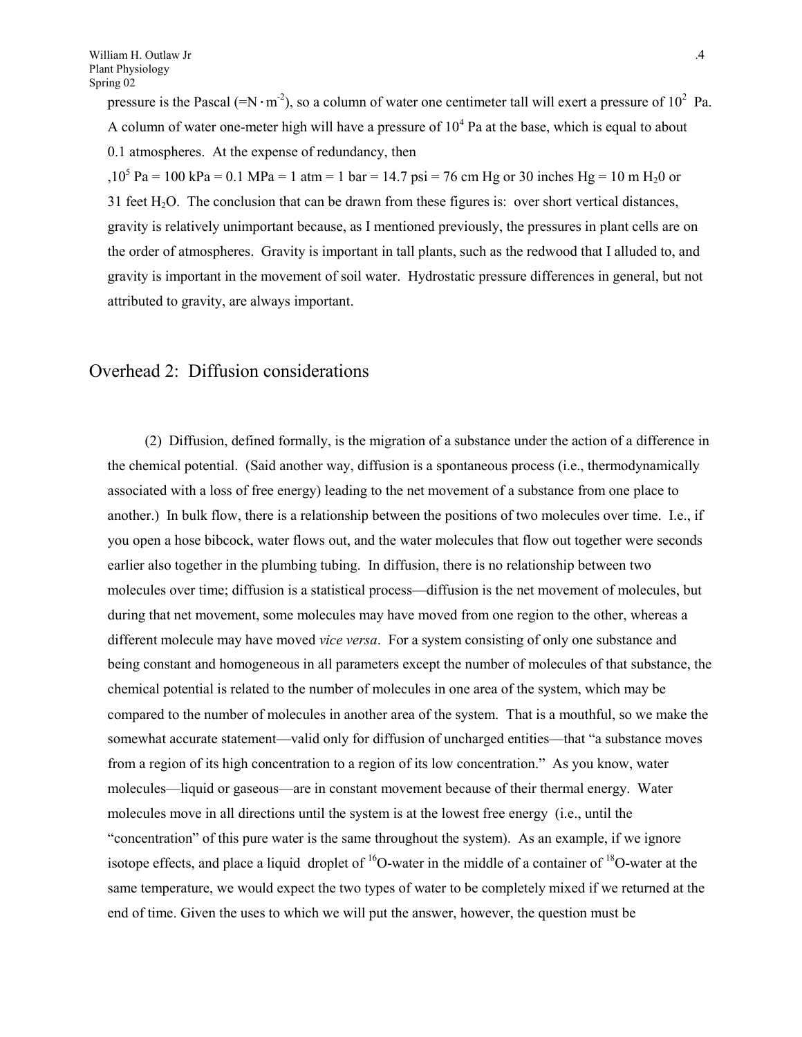pressure is the Pascal ($=N \cdot m^{-2}$), so a column of water one centimeter tall will exert a pressure of $10^2$ Pa. A column of water one-meter high will have a pressure of $10^4$ Pa at the base, which is equal to about 0.1 atmospheres. At the expense of redundancy, then ,$10^5$ Pa = 100 kPa = 0.1 MPa = 1 atm = 1 bar = 14.7 psi = 76 cm Hg or 30 inches Hg = 10 m $H_2$0 or 31 feet $H_2O$. The conclusion that can be drawn from these figures is: over short vertical distances, gravity is relatively unimportant because, as I mentioned previously, the pressures in plant cells are on the order of atmospheres. Gravity is important in tall plants, such as the redwood that I alluded to, and gravity is important in the movement of soil water. Hydrostatic pressure differences in general, but not attributed to gravity, are always important.

## Overhead 2: Diffusion considerations

(2) Diffusion, defined formally, is the migration of a substance under the action of a difference in the chemical potential. (Said another way, diffusion is a spontaneous process (i.e., thermodynamically associated with a loss of free energy) leading to the net movement of a substance from one place to another.) In bulk flow, there is a relationship between the positions of two molecules over time. I.e., if you open a hose bibcock, water flows out, and the water molecules that flow out together were seconds earlier also together in the plumbing tubing. In diffusion, there is no relationship between two molecules over time; diffusion is a statistical process—diffusion is the net movement of molecules, but during that net movement, some molecules may have moved from one region to the other, whereas a different molecule may have moved *vice versa*. For a system consisting of only one substance and being constant and homogeneous in all parameters except the number of molecules of that substance, the chemical potential is related to the number of molecules in one area of the system, which may be compared to the number of molecules in another area of the system. That is a mouthful, so we make the somewhat accurate statement—valid only for diffusion of uncharged entities—that "a substance moves from a region of its high concentration to a region of its low concentration." As you know, water molecules—liquid or gaseous—are in constant movement because of their thermal energy. Water molecules move in all directions until the system is at the lowest free energy (i.e., until the "concentration" of this pure water is the same throughout the system). As an example, if we ignore isotope effects, and place a liquid droplet of $^{16}$O-water in the middle of a container of $^{18}$O-water at the same temperature, we would expect the two types of water to be completely mixed if we returned at the end of time. Given the uses to which we will put the answer, however, the question must be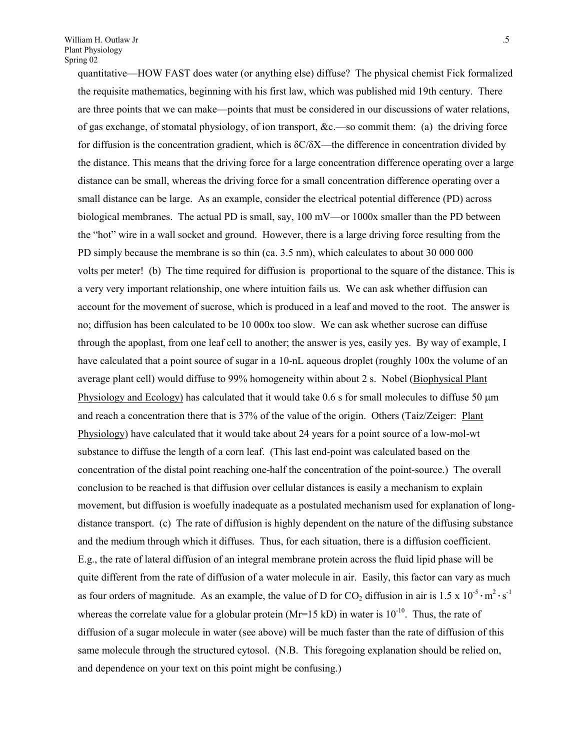quantitative—HOW FAST does water (or anything else) diffuse? The physical chemist Fick formalized the requisite mathematics, beginning with his first law, which was published mid 19th century. There are three points that we can make—points that must be considered in our discussions of water relations, of gas exchange, of stomatal physiology, of ion transport, &c.—so commit them: (a) the driving force for diffusion is the concentration gradient, which is $\delta C/\delta X$—the difference in concentration divided by the distance. This means that the driving force for a large concentration difference operating over a large distance can be small, whereas the driving force for a small concentration difference operating over a small distance can be large. As an example, consider the electrical potential difference (PD) across biological membranes. The actual PD is small, say, 100 mV—or 1000x smaller than the PD between the "hot" wire in a wall socket and ground. However, there is a large driving force resulting from the PD simply because the membrane is so thin (ca. 3.5 nm), which calculates to about 30 000 000 volts per meter! (b) The time required for diffusion is proportional to the square of the distance. This is a very very important relationship, one where intuition fails us. We can ask whether diffusion can account for the movement of sucrose, which is produced in a leaf and moved to the root. The answer is no; diffusion has been calculated to be 10 000x too slow. We can ask whether sucrose can diffuse through the apoplast, from one leaf cell to another; the answer is yes, easily yes. By way of example, I have calculated that a point source of sugar in a 10-nL aqueous droplet (roughly 100x the volume of an average plant cell) would diffuse to 99% homogeneity within about 2 s. Nobel (Biophysical Plant Physiology and Ecology) has calculated that it would take 0.6 s for small molecules to diffuse 50 μm and reach a concentration there that is 37% of the value of the origin. Others (Taiz/Zeiger: Plant Physiology) have calculated that it would take about 24 years for a point source of a low-mol-wt substance to diffuse the length of a corn leaf. (This last end-point was calculated based on the concentration of the distal point reaching one-half the concentration of the point-source.) The overall conclusion to be reached is that diffusion over cellular distances is easily a mechanism to explain movement, but diffusion is woefully inadequate as a postulated mechanism used for explanation of long-distance transport. (c) The rate of diffusion is highly dependent on the nature of the diffusing substance and the medium through which it diffuses. Thus, for each situation, there is a diffusion coefficient. E.g., the rate of lateral diffusion of an integral membrane protein across the fluid lipid phase will be quite different from the rate of diffusion of a water molecule in air. Easily, this factor can vary as much as four orders of magnitude. As an example, the value of D for $CO_2$ diffusion in air is $1.5 \times 10^{-5} \cdot m^2 \cdot s^{-1}$ whereas the correlate value for a globular protein (Mr=15 kD) in water is $10^{-10}$. Thus, the rate of diffusion of a sugar molecule in water (see above) will be much faster than the rate of diffusion of this same molecule through the structured cytosol. (N.B. This foregoing explanation should be relied on, and dependence on your text on this point might be confusing.)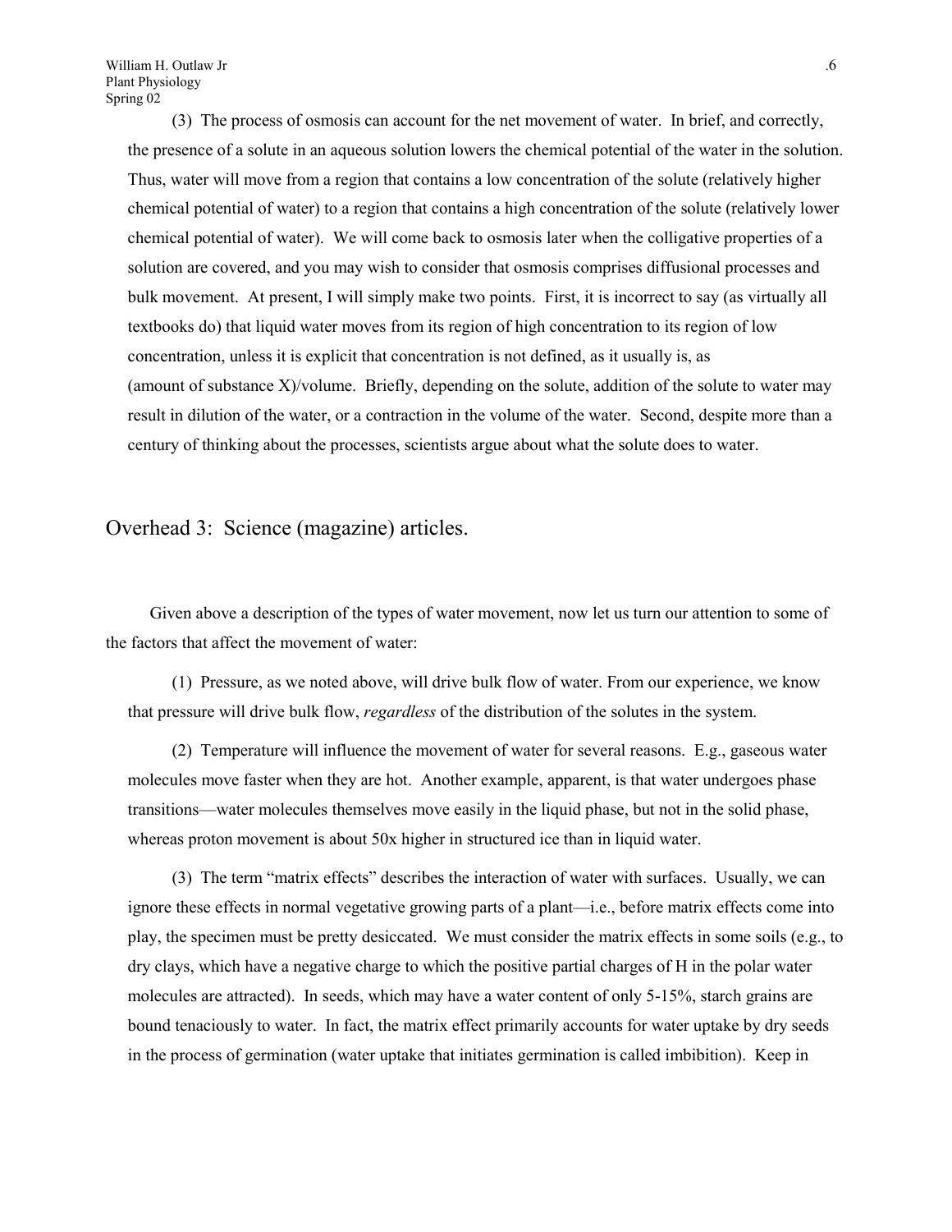(3) The process of osmosis can account for the net movement of water. In brief, and correctly, the presence of a solute in an aqueous solution lowers the chemical potential of the water in the solution. Thus, water will move from a region that contains a low concentration of the solute (relatively higher chemical potential of water) to a region that contains a high concentration of the solute (relatively lower chemical potential of water). We will come back to osmosis later when the colligative properties of a solution are covered, and you may wish to consider that osmosis comprises diffusional processes and bulk movement. At present, I will simply make two points. First, it is incorrect to say (as virtually all textbooks do) that liquid water moves from its region of high concentration to its region of low concentration, unless it is explicit that concentration is not defined, as it usually is, as (amount of substance X)/volume. Briefly, depending on the solute, addition of the solute to water may result in dilution of the water, or a contraction in the volume of the water. Second, despite more than a century of thinking about the processes, scientists argue about what the solute does to water.

## Overhead 3: Science (magazine) articles.

Given above a description of the types of water movement, now let us turn our attention to some of the factors that affect the movement of water:

(1) Pressure, as we noted above, will drive bulk flow of water. From our experience, we know that pressure will drive bulk flow, *regardless* of the distribution of the solutes in the system.

(2) Temperature will influence the movement of water for several reasons. E.g., gaseous water molecules move faster when they are hot. Another example, apparent, is that water undergoes phase transitions—water molecules themselves move easily in the liquid phase, but not in the solid phase, whereas proton movement is about 50x higher in structured ice than in liquid water.

(3) The term "matrix effects" describes the interaction of water with surfaces. Usually, we can ignore these effects in normal vegetative growing parts of a plant—i.e., before matrix effects come into play, the specimen must be pretty desiccated. We must consider the matrix effects in some soils (e.g., to dry clays, which have a negative charge to which the positive partial charges of H in the polar water molecules are attracted). In seeds, which may have a water content of only 5-15%, starch grains are bound tenaciously to water. In fact, the matrix effect primarily accounts for water uptake by dry seeds in the process of germination (water uptake that initiates germination is called imbibition). Keep in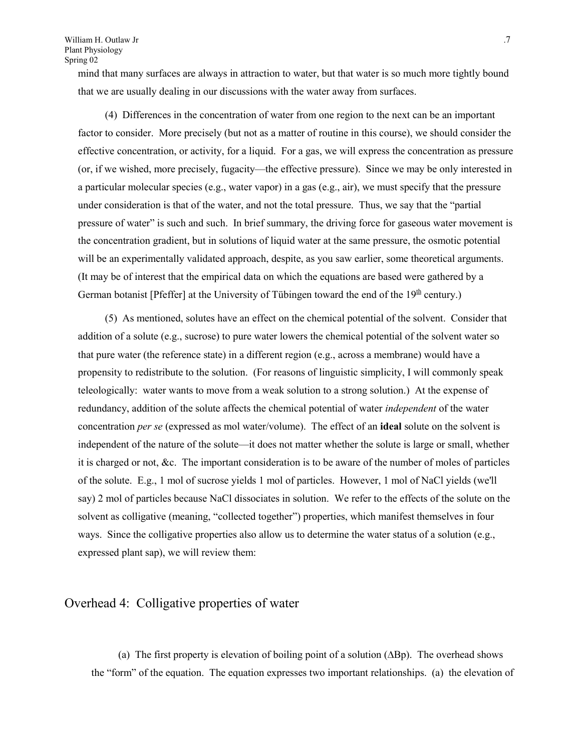mind that many surfaces are always in attraction to water, but that water is so much more tightly bound that we are usually dealing in our discussions with the water away from surfaces.

(4) Differences in the concentration of water from one region to the next can be an important factor to consider. More precisely (but not as a matter of routine in this course), we should consider the effective concentration, or activity, for a liquid. For a gas, we will express the concentration as pressure (or, if we wished, more precisely, fugacity—the effective pressure). Since we may be only interested in a particular molecular species (e.g., water vapor) in a gas (e.g., air), we must specify that the pressure under consideration is that of the water, and not the total pressure. Thus, we say that the "partial pressure of water" is such and such. In brief summary, the driving force for gaseous water movement is the concentration gradient, but in solutions of liquid water at the same pressure, the osmotic potential will be an experimentally validated approach, despite, as you saw earlier, some theoretical arguments. (It may be of interest that the empirical data on which the equations are based were gathered by a German botanist [Pfeffer] at the University of Tübingen toward the end of the 19th century.)

(5) As mentioned, solutes have an effect on the chemical potential of the solvent. Consider that addition of a solute (e.g., sucrose) to pure water lowers the chemical potential of the solvent water so that pure water (the reference state) in a different region (e.g., across a membrane) would have a propensity to redistribute to the solution. (For reasons of linguistic simplicity, I will commonly speak teleologically: water wants to move from a weak solution to a strong solution.) At the expense of redundancy, addition of the solute affects the chemical potential of water *independent* of the water concentration *per se* (expressed as mol water/volume). The effect of an **ideal** solute on the solvent is independent of the nature of the solute—it does not matter whether the solute is large or small, whether it is charged or not, &c. The important consideration is to be aware of the number of moles of particles of the solute. E.g., 1 mol of sucrose yields 1 mol of particles. However, 1 mol of NaCl yields (we'll say) 2 mol of particles because NaCl dissociates in solution. We refer to the effects of the solute on the solvent as colligative (meaning, "collected together") properties, which manifest themselves in four ways. Since the colligative properties also allow us to determine the water status of a solution (e.g., expressed plant sap), we will review them:

## Overhead 4: Colligative properties of water

(a) The first property is elevation of boiling point of a solution ($\Delta$Bp). The overhead shows the "form" of the equation. The equation expresses two important relationships. (a) the elevation of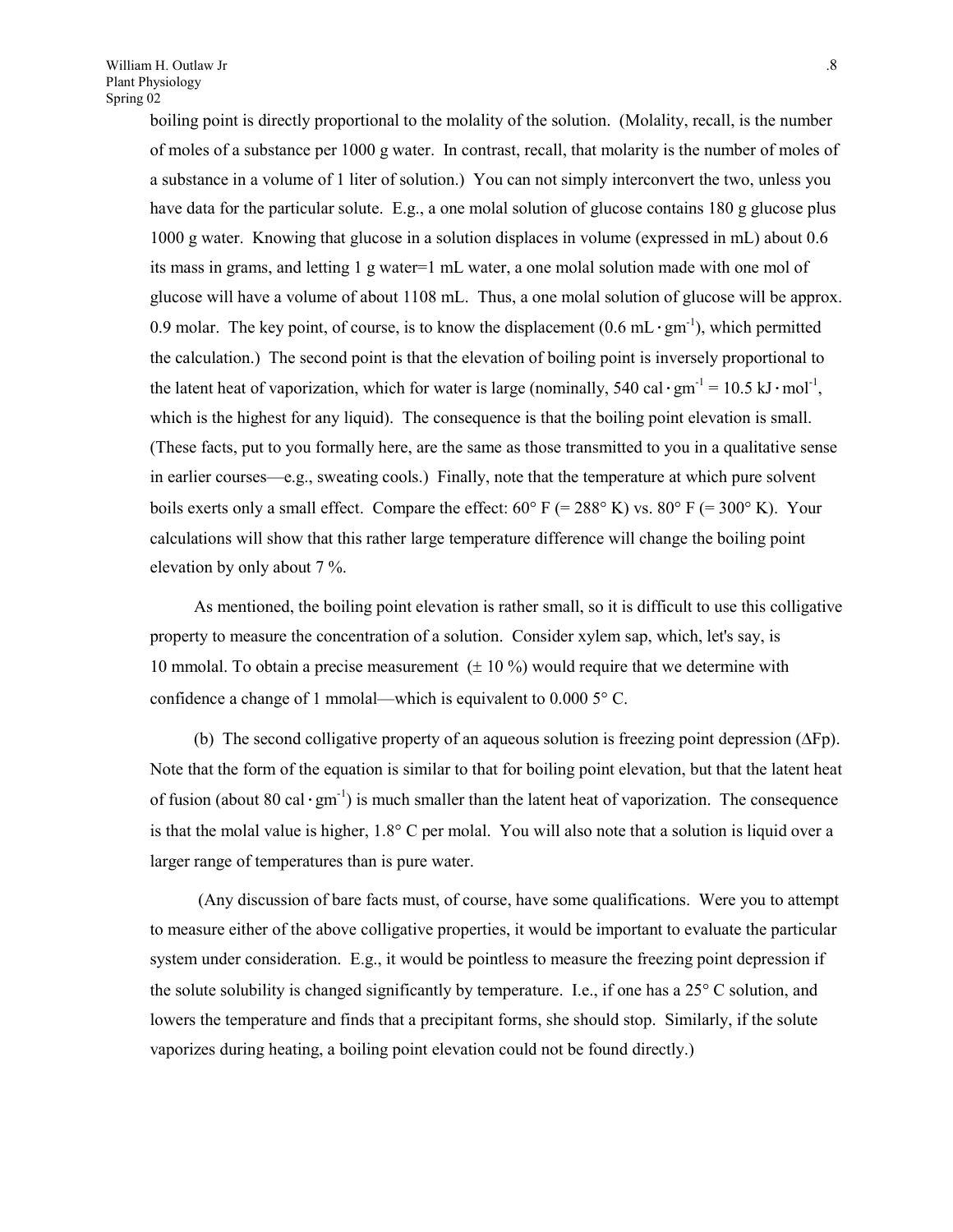boiling point is directly proportional to the molality of the solution. (Molality, recall, is the number of moles of a substance per 1000 g water. In contrast, recall, that molarity is the number of moles of a substance in a volume of 1 liter of solution.) You can not simply interconvert the two, unless you have data for the particular solute. E.g., a one molal solution of glucose contains 180 g glucose plus 1000 g water. Knowing that glucose in a solution displaces in volume (expressed in mL) about 0.6 its mass in grams, and letting 1 g water=1 mL water, a one molal solution made with one mol of glucose will have a volume of about 1108 mL. Thus, a one molal solution of glucose will be approx. 0.9 molar. The key point, of course, is to know the displacement ($0.6\ \text{mL} \cdot \text{gm}^{-1}$), which permitted the calculation.) The second point is that the elevation of boiling point is inversely proportional to the latent heat of vaporization, which for water is large (nominally, $540\ \text{cal} \cdot \text{gm}^{-1} = 10.5\ \text{kJ} \cdot \text{mol}^{-1}$, which is the highest for any liquid). The consequence is that the boiling point elevation is small. (These facts, put to you formally here, are the same as those transmitted to you in a qualitative sense in earlier courses—e.g., sweating cools.) Finally, note that the temperature at which pure solvent boils exerts only a small effect. Compare the effect: 60° F (= 288° K) vs. 80° F (= 300° K). Your calculations will show that this rather large temperature difference will change the boiling point elevation by only about 7 %.

As mentioned, the boiling point elevation is rather small, so it is difficult to use this colligative property to measure the concentration of a solution. Consider xylem sap, which, let's say, is 10 mmolal. To obtain a precise measurement (± 10 %) would require that we determine with confidence a change of 1 mmolal—which is equivalent to 0.000 5° C.

(b) The second colligative property of an aqueous solution is freezing point depression ($\Delta$Fp). Note that the form of the equation is similar to that for boiling point elevation, but that the latent heat of fusion (about $80\ \text{cal} \cdot \text{gm}^{-1}$) is much smaller than the latent heat of vaporization. The consequence is that the molal value is higher, 1.8° C per molal. You will also note that a solution is liquid over a larger range of temperatures than is pure water.

(Any discussion of bare facts must, of course, have some qualifications. Were you to attempt to measure either of the above colligative properties, it would be important to evaluate the particular system under consideration. E.g., it would be pointless to measure the freezing point depression if the solute solubility is changed significantly by temperature. I.e., if one has a 25° C solution, and lowers the temperature and finds that a precipitant forms, she should stop. Similarly, if the solute vaporizes during heating, a boiling point elevation could not be found directly.)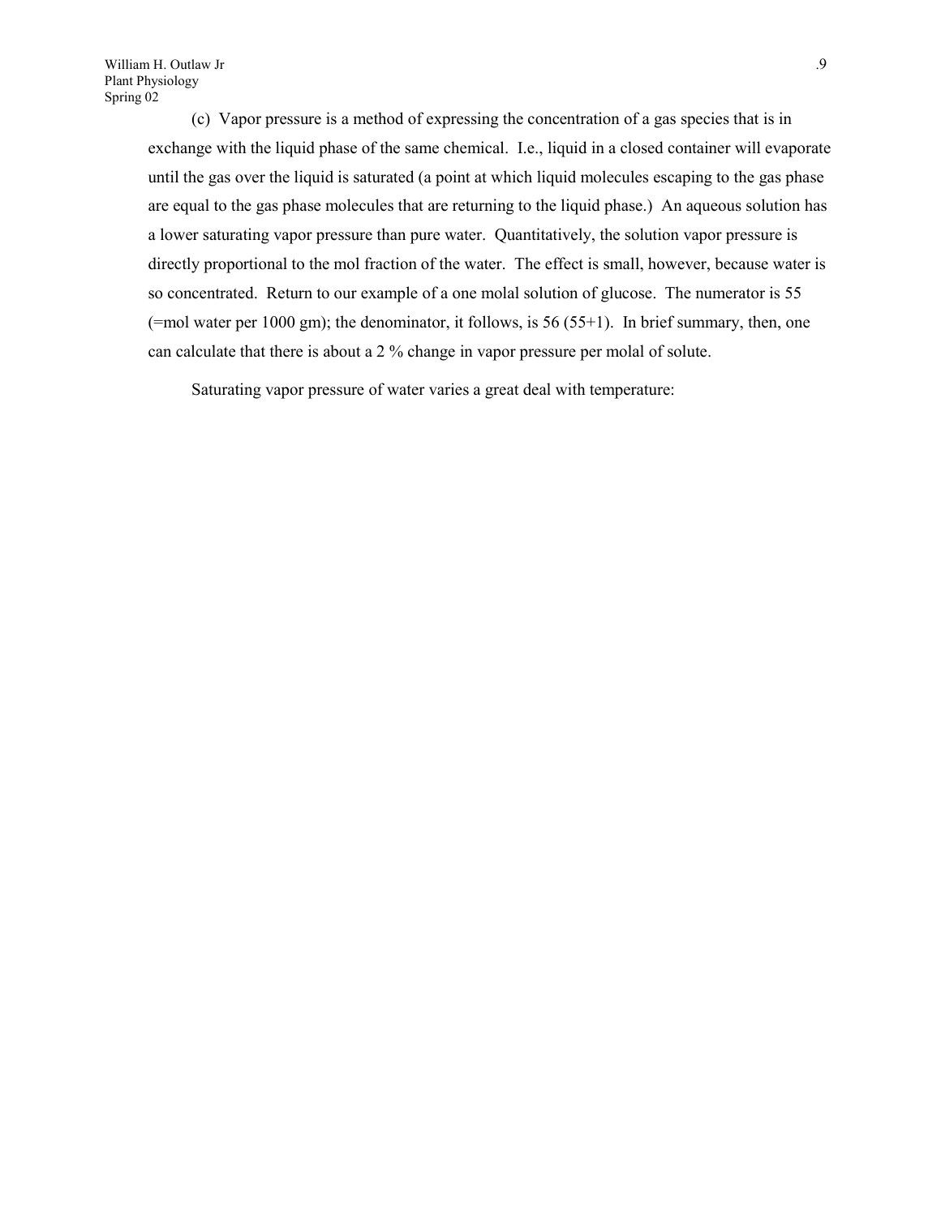(c) Vapor pressure is a method of expressing the concentration of a gas species that is in exchange with the liquid phase of the same chemical. I.e., liquid in a closed container will evaporate until the gas over the liquid is saturated (a point at which liquid molecules escaping to the gas phase are equal to the gas phase molecules that are returning to the liquid phase.) An aqueous solution has a lower saturating vapor pressure than pure water. Quantitatively, the solution vapor pressure is directly proportional to the mol fraction of the water. The effect is small, however, because water is so concentrated. Return to our example of a one molal solution of glucose. The numerator is 55 (=mol water per 1000 gm); the denominator, it follows, is 56 (55+1). In brief summary, then, one can calculate that there is about a 2 % change in vapor pressure per molal of solute.

Saturating vapor pressure of water varies a great deal with temperature: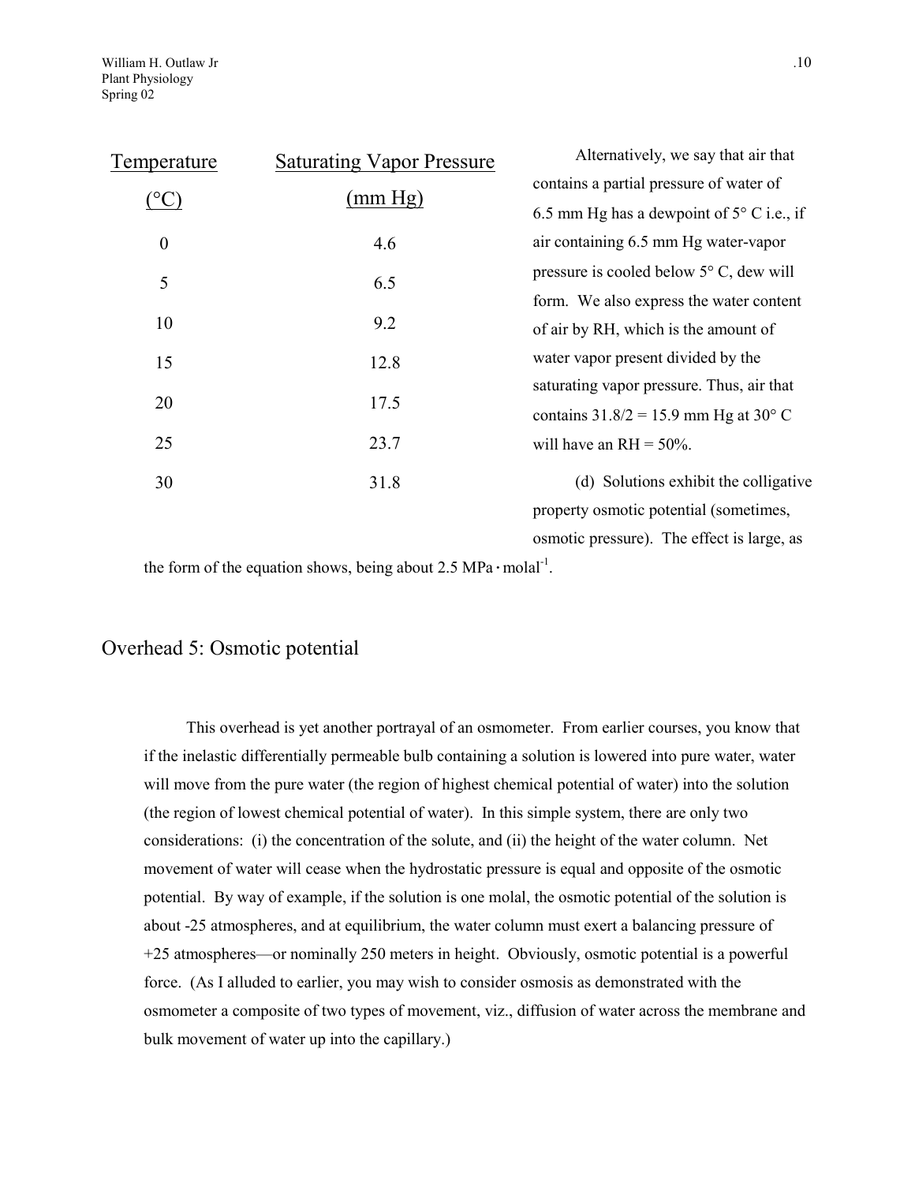| Temperature (°C) | Saturating Vapor Pressure (mm Hg) |
|---|---|
| 0 | 4.6 |
| 5 | 6.5 |
| 10 | 9.2 |
| 15 | 12.8 |
| 20 | 17.5 |
| 25 | 23.7 |
| 30 | 31.8 |

Alternatively, we say that air that contains a partial pressure of water of 6.5 mm Hg has a dewpoint of 5° C i.e., if air containing 6.5 mm Hg water-vapor pressure is cooled below 5° C, dew will form. We also express the water content of air by RH, which is the amount of water vapor present divided by the saturating vapor pressure. Thus, air that contains 31.8/2 = 15.9 mm Hg at 30° C will have an RH = 50%.

(d) Solutions exhibit the colligative property osmotic potential (sometimes, osmotic pressure). The effect is large, as the form of the equation shows, being about 2.5 $\text{MPa} \cdot \text{molal}^{-1}$.

## Overhead 5: Osmotic potential

This overhead is yet another portrayal of an osmometer. From earlier courses, you know that if the inelastic differentially permeable bulb containing a solution is lowered into pure water, water will move from the pure water (the region of highest chemical potential of water) into the solution (the region of lowest chemical potential of water). In this simple system, there are only two considerations: (i) the concentration of the solute, and (ii) the height of the water column. Net movement of water will cease when the hydrostatic pressure is equal and opposite of the osmotic potential. By way of example, if the solution is one molal, the osmotic potential of the solution is about -25 atmospheres, and at equilibrium, the water column must exert a balancing pressure of +25 atmospheres—or nominally 250 meters in height. Obviously, osmotic potential is a powerful force. (As I alluded to earlier, you may wish to consider osmosis as demonstrated with the osmometer a composite of two types of movement, viz., diffusion of water across the membrane and bulk movement of water up into the capillary.)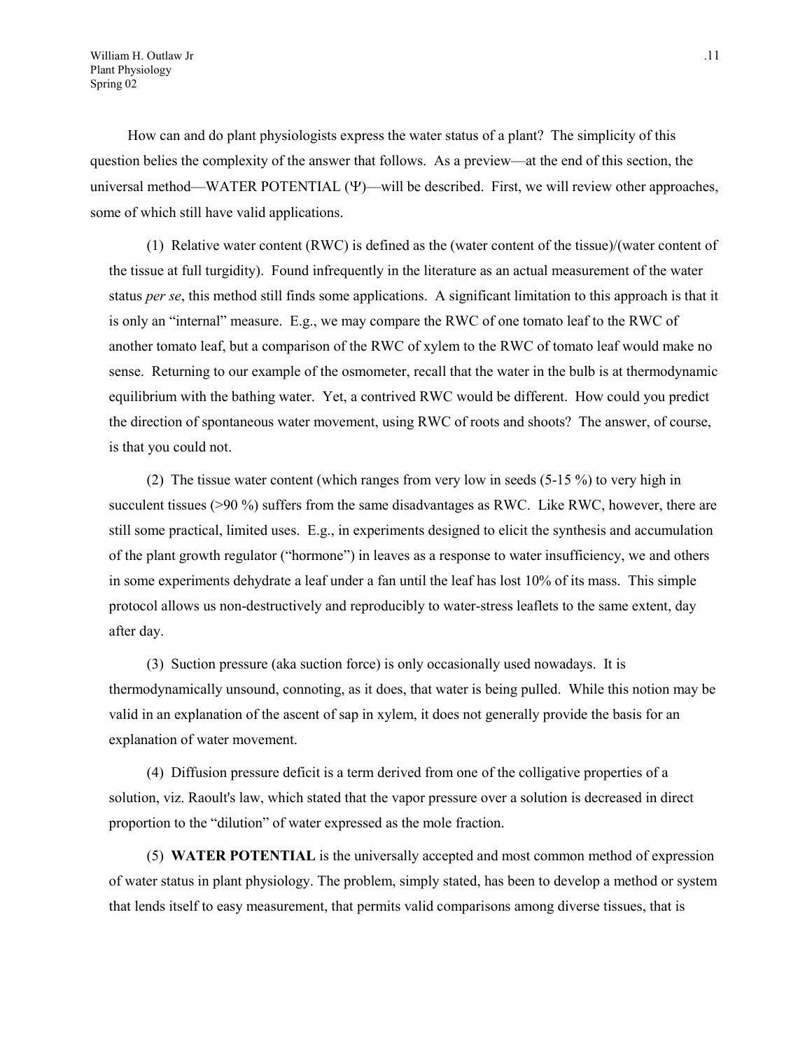How can and do plant physiologists express the water status of a plant? The simplicity of this question belies the complexity of the answer that follows. As a preview—at the end of this section, the universal method—WATER POTENTIAL ($\Psi$)—will be described. First, we will review other approaches, some of which still have valid applications.

(1) Relative water content (RWC) is defined as the (water content of the tissue)/(water content of the tissue at full turgidity). Found infrequently in the literature as an actual measurement of the water status *per se*, this method still finds some applications. A significant limitation to this approach is that it is only an "internal" measure. E.g., we may compare the RWC of one tomato leaf to the RWC of another tomato leaf, but a comparison of the RWC of xylem to the RWC of tomato leaf would make no sense. Returning to our example of the osmometer, recall that the water in the bulb is at thermodynamic equilibrium with the bathing water. Yet, a contrived RWC would be different. How could you predict the direction of spontaneous water movement, using RWC of roots and shoots? The answer, of course, is that you could not.

(2) The tissue water content (which ranges from very low in seeds (5-15 %) to very high in succulent tissues (>90 %) suffers from the same disadvantages as RWC. Like RWC, however, there are still some practical, limited uses. E.g., in experiments designed to elicit the synthesis and accumulation of the plant growth regulator ("hormone") in leaves as a response to water insufficiency, we and others in some experiments dehydrate a leaf under a fan until the leaf has lost 10% of its mass. This simple protocol allows us non-destructively and reproducibly to water-stress leaflets to the same extent, day after day.

(3) Suction pressure (aka suction force) is only occasionally used nowadays. It is thermodynamically unsound, connoting, as it does, that water is being pulled. While this notion may be valid in an explanation of the ascent of sap in xylem, it does not generally provide the basis for an explanation of water movement.

(4) Diffusion pressure deficit is a term derived from one of the colligative properties of a solution, viz. Raoult's law, which stated that the vapor pressure over a solution is decreased in direct proportion to the "dilution" of water expressed as the mole fraction.

(5) **WATER POTENTIAL** is the universally accepted and most common method of expression of water status in plant physiology. The problem, simply stated, has been to develop a method or system that lends itself to easy measurement, that permits valid comparisons among diverse tissues, that is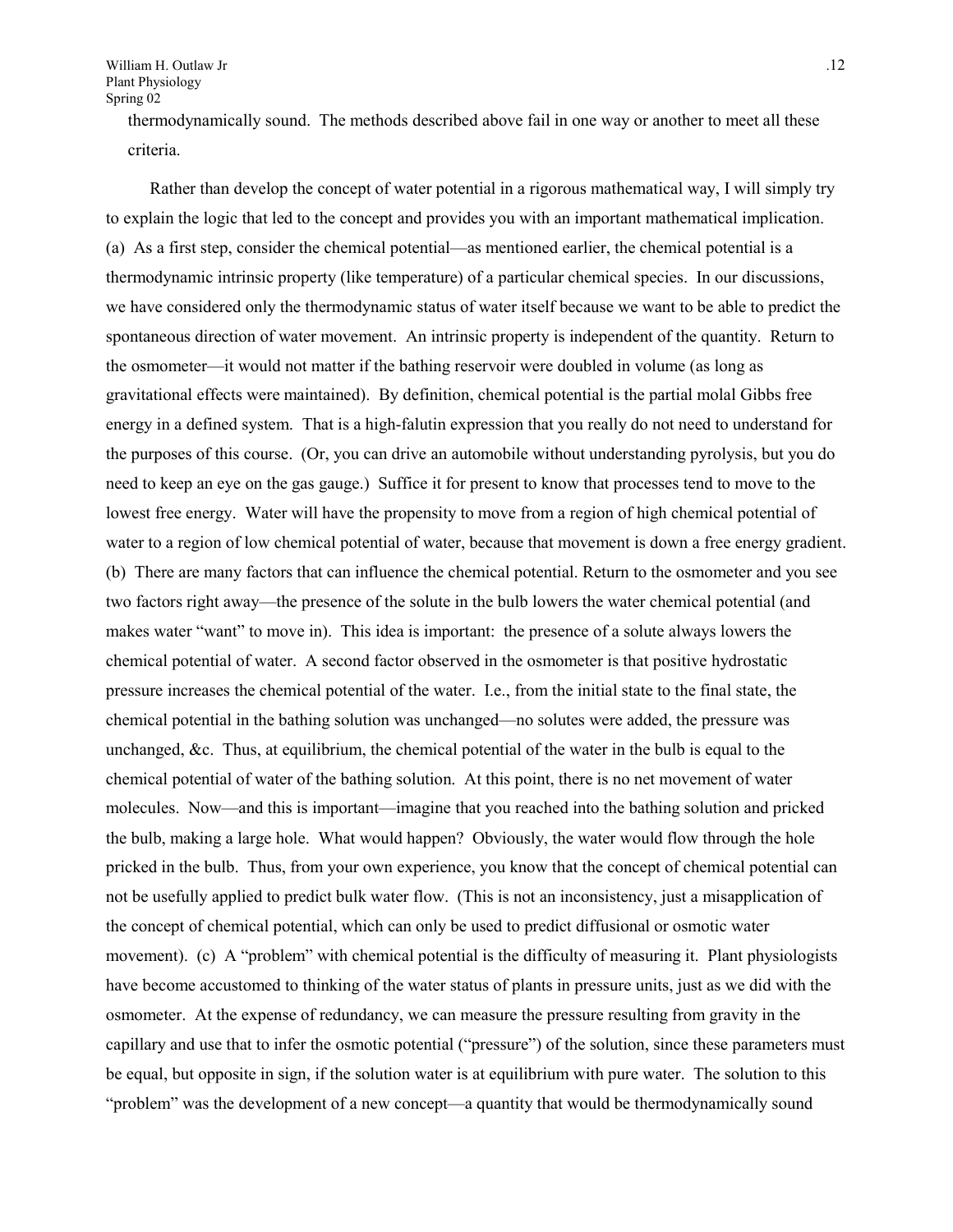thermodynamically sound. The methods described above fail in one way or another to meet all these criteria.

Rather than develop the concept of water potential in a rigorous mathematical way, I will simply try to explain the logic that led to the concept and provides you with an important mathematical implication. (a) As a first step, consider the chemical potential—as mentioned earlier, the chemical potential is a thermodynamic intrinsic property (like temperature) of a particular chemical species. In our discussions, we have considered only the thermodynamic status of water itself because we want to be able to predict the spontaneous direction of water movement. An intrinsic property is independent of the quantity. Return to the osmometer—it would not matter if the bathing reservoir were doubled in volume (as long as gravitational effects were maintained). By definition, chemical potential is the partial molal Gibbs free energy in a defined system. That is a high-falutin expression that you really do not need to understand for the purposes of this course. (Or, you can drive an automobile without understanding pyrolysis, but you do need to keep an eye on the gas gauge.) Suffice it for present to know that processes tend to move to the lowest free energy. Water will have the propensity to move from a region of high chemical potential of water to a region of low chemical potential of water, because that movement is down a free energy gradient. (b) There are many factors that can influence the chemical potential. Return to the osmometer and you see two factors right away—the presence of the solute in the bulb lowers the water chemical potential (and makes water "want" to move in). This idea is important: the presence of a solute always lowers the chemical potential of water. A second factor observed in the osmometer is that positive hydrostatic pressure increases the chemical potential of the water. I.e., from the initial state to the final state, the chemical potential in the bathing solution was unchanged—no solutes were added, the pressure was unchanged, &c. Thus, at equilibrium, the chemical potential of the water in the bulb is equal to the chemical potential of water of the bathing solution. At this point, there is no net movement of water molecules. Now—and this is important—imagine that you reached into the bathing solution and pricked the bulb, making a large hole. What would happen? Obviously, the water would flow through the hole pricked in the bulb. Thus, from your own experience, you know that the concept of chemical potential can not be usefully applied to predict bulk water flow. (This is not an inconsistency, just a misapplication of the concept of chemical potential, which can only be used to predict diffusional or osmotic water movement). (c) A "problem" with chemical potential is the difficulty of measuring it. Plant physiologists have become accustomed to thinking of the water status of plants in pressure units, just as we did with the osmometer. At the expense of redundancy, we can measure the pressure resulting from gravity in the capillary and use that to infer the osmotic potential ("pressure") of the solution, since these parameters must be equal, but opposite in sign, if the solution water is at equilibrium with pure water. The solution to this "problem" was the development of a new concept—a quantity that would be thermodynamically sound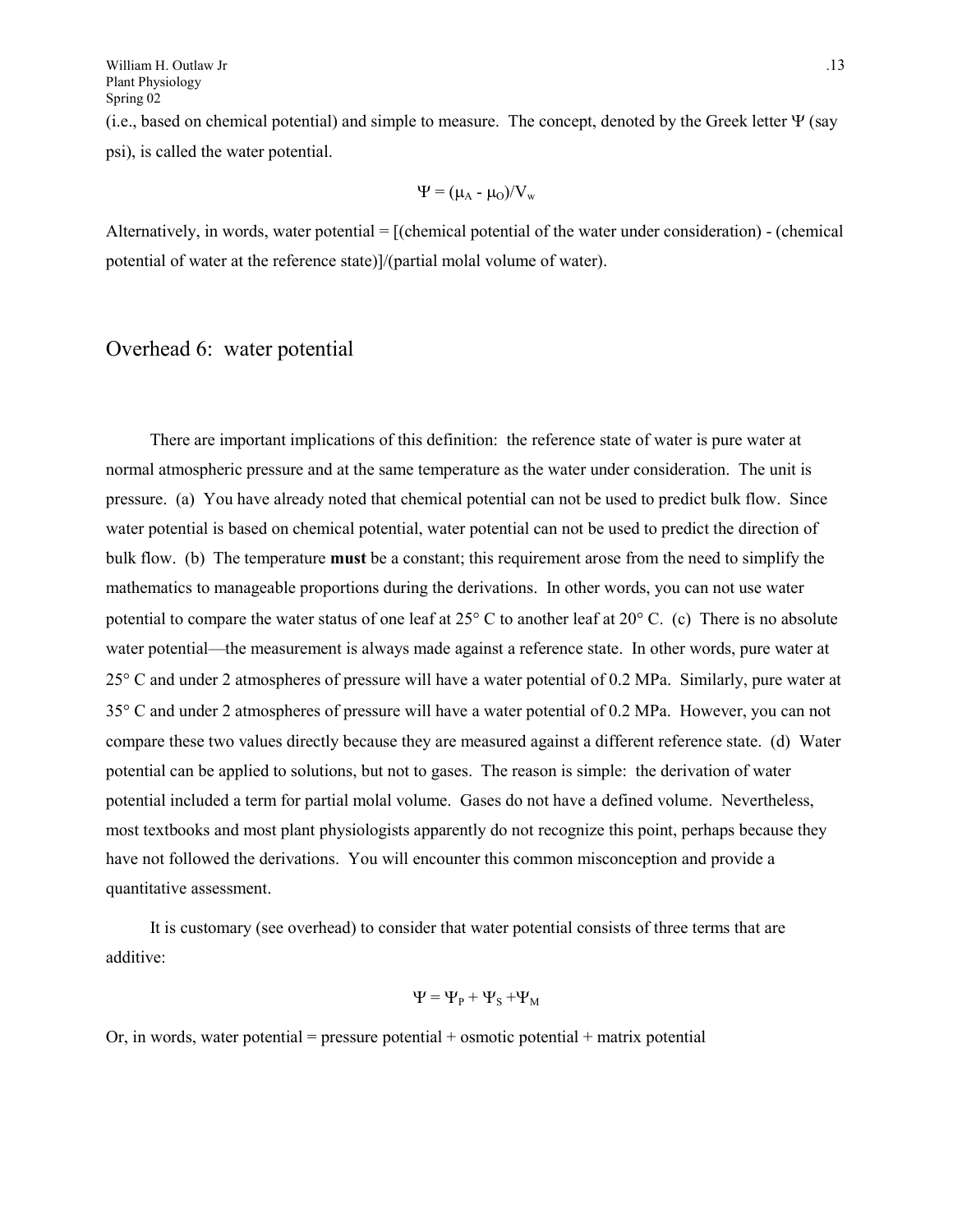(i.e., based on chemical potential) and simple to measure. The concept, denoted by the Greek letter Ψ (say psi), is called the water potential.

$$\Psi = (\mu_A - \mu_O)/V_w$$

Alternatively, in words, water potential = [(chemical potential of the water under consideration) - (chemical potential of water at the reference state)]/(partial molal volume of water).

## Overhead 6: water potential

There are important implications of this definition: the reference state of water is pure water at normal atmospheric pressure and at the same temperature as the water under consideration. The unit is pressure. (a) You have already noted that chemical potential can not be used to predict bulk flow. Since water potential is based on chemical potential, water potential can not be used to predict the direction of bulk flow. (b) The temperature **must** be a constant; this requirement arose from the need to simplify the mathematics to manageable proportions during the derivations. In other words, you can not use water potential to compare the water status of one leaf at 25° C to another leaf at 20° C. (c) There is no absolute water potential—the measurement is always made against a reference state. In other words, pure water at 25° C and under 2 atmospheres of pressure will have a water potential of 0.2 MPa. Similarly, pure water at 35° C and under 2 atmospheres of pressure will have a water potential of 0.2 MPa. However, you can not compare these two values directly because they are measured against a different reference state. (d) Water potential can be applied to solutions, but not to gases. The reason is simple: the derivation of water potential included a term for partial molal volume. Gases do not have a defined volume. Nevertheless, most textbooks and most plant physiologists apparently do not recognize this point, perhaps because they have not followed the derivations. You will encounter this common misconception and provide a quantitative assessment.

It is customary (see overhead) to consider that water potential consists of three terms that are additive:

$$\Psi = \Psi_P + \Psi_S + \Psi_M$$

Or, in words, water potential = pressure potential + osmotic potential + matrix potential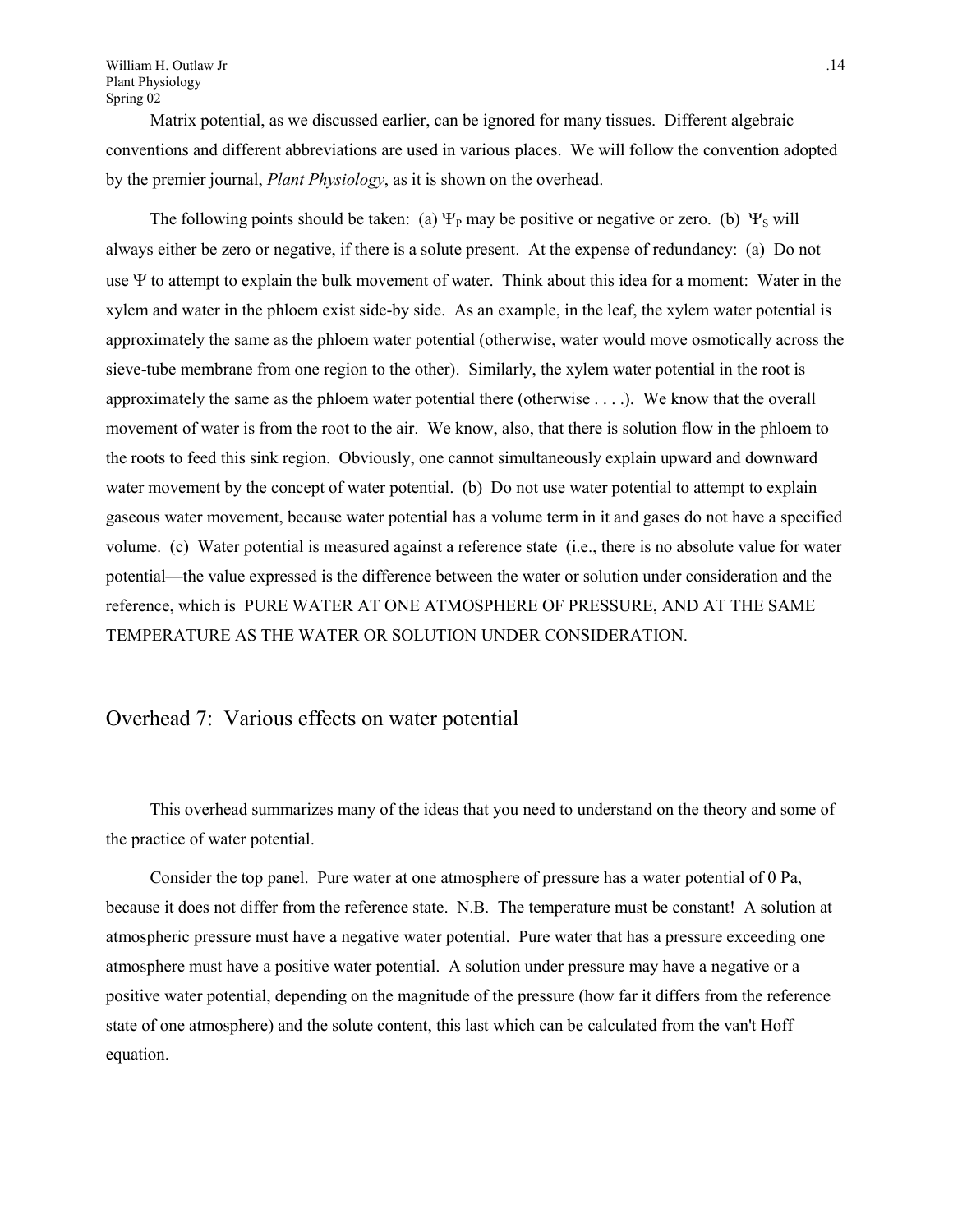Matrix potential, as we discussed earlier, can be ignored for many tissues. Different algebraic conventions and different abbreviations are used in various places. We will follow the convention adopted by the premier journal, *Plant Physiology*, as it is shown on the overhead.

The following points should be taken: (a) $\Psi_P$ may be positive or negative or zero. (b) $\Psi_S$ will always either be zero or negative, if there is a solute present. At the expense of redundancy: (a) Do not use $\Psi$ to attempt to explain the bulk movement of water. Think about this idea for a moment: Water in the xylem and water in the phloem exist side-by side. As an example, in the leaf, the xylem water potential is approximately the same as the phloem water potential (otherwise, water would move osmotically across the sieve-tube membrane from one region to the other). Similarly, the xylem water potential in the root is approximately the same as the phloem water potential there (otherwise . . . .). We know that the overall movement of water is from the root to the air. We know, also, that there is solution flow in the phloem to the roots to feed this sink region. Obviously, one cannot simultaneously explain upward and downward water movement by the concept of water potential. (b) Do not use water potential to attempt to explain gaseous water movement, because water potential has a volume term in it and gases do not have a specified volume. (c) Water potential is measured against a reference state (i.e., there is no absolute value for water potential—the value expressed is the difference between the water or solution under consideration and the reference, which is PURE WATER AT ONE ATMOSPHERE OF PRESSURE, AND AT THE SAME TEMPERATURE AS THE WATER OR SOLUTION UNDER CONSIDERATION.

## Overhead 7: Various effects on water potential

This overhead summarizes many of the ideas that you need to understand on the theory and some of the practice of water potential.

Consider the top panel. Pure water at one atmosphere of pressure has a water potential of 0 Pa, because it does not differ from the reference state. N.B. The temperature must be constant! A solution at atmospheric pressure must have a negative water potential. Pure water that has a pressure exceeding one atmosphere must have a positive water potential. A solution under pressure may have a negative or a positive water potential, depending on the magnitude of the pressure (how far it differs from the reference state of one atmosphere) and the solute content, this last which can be calculated from the van't Hoff equation.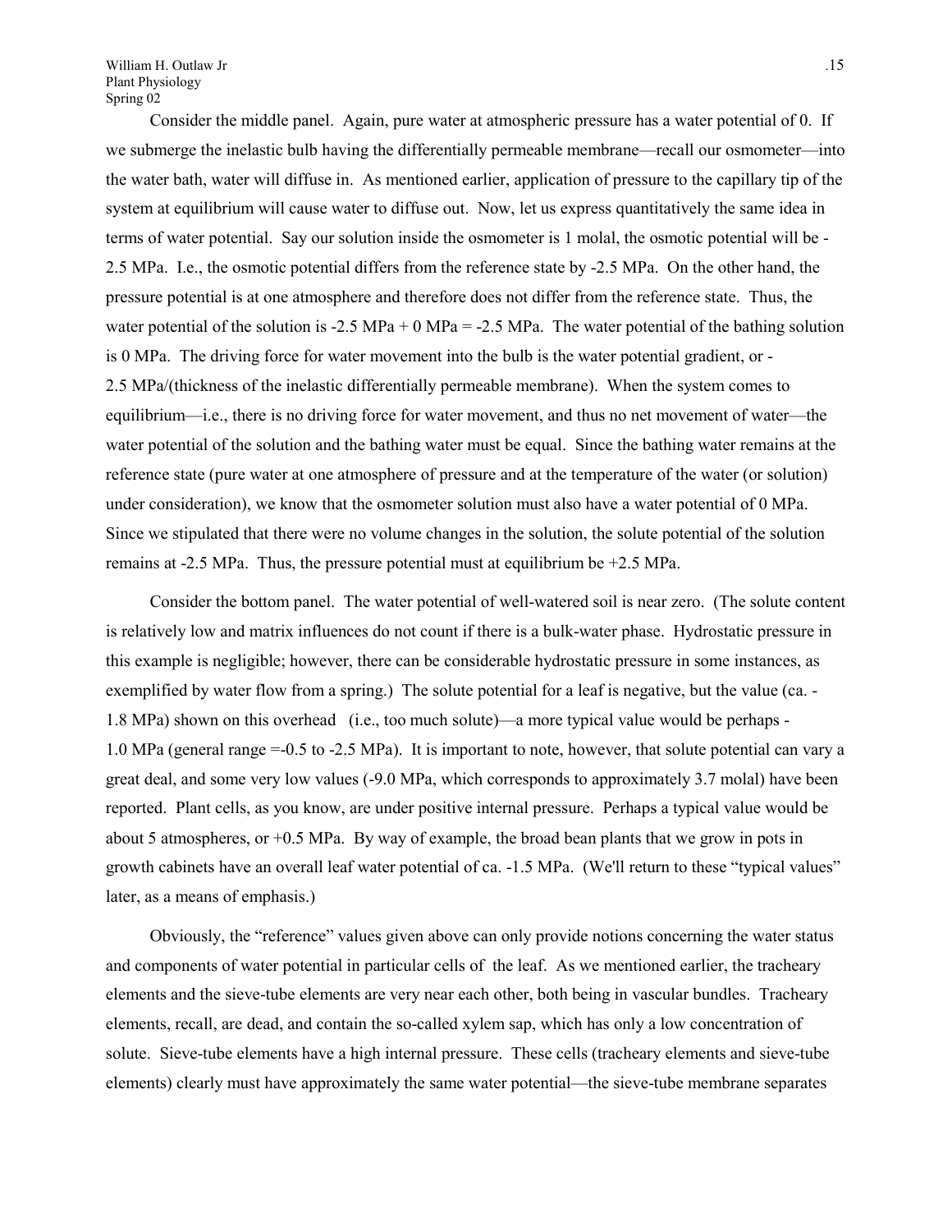Consider the middle panel. Again, pure water at atmospheric pressure has a water potential of 0. If we submerge the inelastic bulb having the differentially permeable membrane—recall our osmometer—into the water bath, water will diffuse in. As mentioned earlier, application of pressure to the capillary tip of the system at equilibrium will cause water to diffuse out. Now, let us express quantitatively the same idea in terms of water potential. Say our solution inside the osmometer is 1 molal, the osmotic potential will be -2.5 MPa. I.e., the osmotic potential differs from the reference state by -2.5 MPa. On the other hand, the pressure potential is at one atmosphere and therefore does not differ from the reference state. Thus, the water potential of the solution is -2.5 MPa + 0 MPa = -2.5 MPa. The water potential of the bathing solution is 0 MPa. The driving force for water movement into the bulb is the water potential gradient, or -2.5 MPa/(thickness of the inelastic differentially permeable membrane). When the system comes to equilibrium—i.e., there is no driving force for water movement, and thus no net movement of water—the water potential of the solution and the bathing water must be equal. Since the bathing water remains at the reference state (pure water at one atmosphere of pressure and at the temperature of the water (or solution) under consideration), we know that the osmometer solution must also have a water potential of 0 MPa. Since we stipulated that there were no volume changes in the solution, the solute potential of the solution remains at -2.5 MPa. Thus, the pressure potential must at equilibrium be +2.5 MPa.

Consider the bottom panel. The water potential of well-watered soil is near zero. (The solute content is relatively low and matrix influences do not count if there is a bulk-water phase. Hydrostatic pressure in this example is negligible; however, there can be considerable hydrostatic pressure in some instances, as exemplified by water flow from a spring.) The solute potential for a leaf is negative, but the value (ca. -1.8 MPa) shown on this overhead (i.e., too much solute)—a more typical value would be perhaps -1.0 MPa (general range =-0.5 to -2.5 MPa). It is important to note, however, that solute potential can vary a great deal, and some very low values (-9.0 MPa, which corresponds to approximately 3.7 molal) have been reported. Plant cells, as you know, are under positive internal pressure. Perhaps a typical value would be about 5 atmospheres, or +0.5 MPa. By way of example, the broad bean plants that we grow in pots in growth cabinets have an overall leaf water potential of ca. -1.5 MPa. (We'll return to these "typical values" later, as a means of emphasis.)

Obviously, the "reference" values given above can only provide notions concerning the water status and components of water potential in particular cells of the leaf. As we mentioned earlier, the tracheary elements and the sieve-tube elements are very near each other, both being in vascular bundles. Tracheary elements, recall, are dead, and contain the so-called xylem sap, which has only a low concentration of solute. Sieve-tube elements have a high internal pressure. These cells (tracheary elements and sieve-tube elements) clearly must have approximately the same water potential—the sieve-tube membrane separates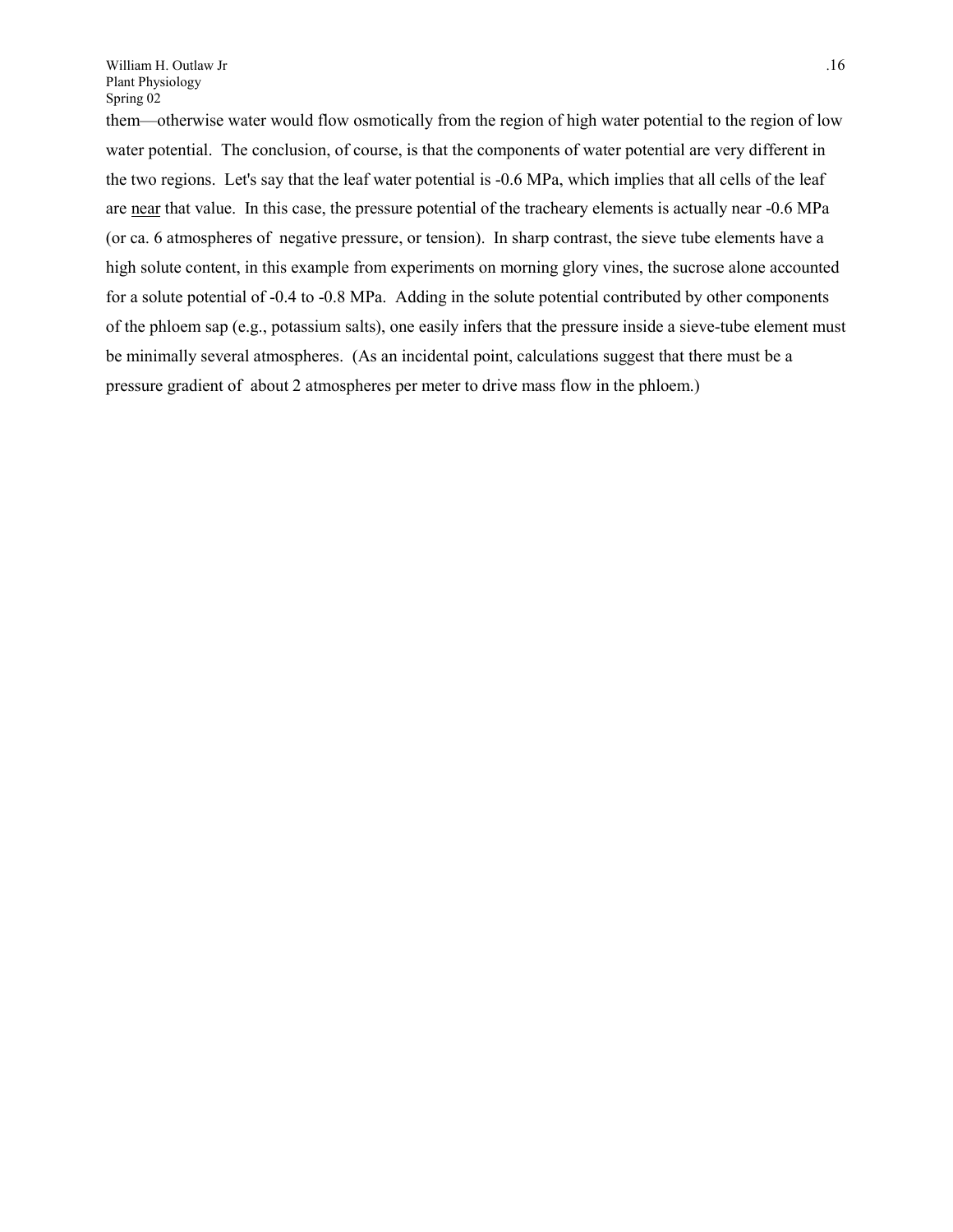them—otherwise water would flow osmotically from the region of high water potential to the region of low water potential. The conclusion, of course, is that the components of water potential are very different in the two regions. Let's say that the leaf water potential is -0.6 MPa, which implies that all cells of the leaf are <u>near</u> that value. In this case, the pressure potential of the tracheary elements is actually near -0.6 MPa (or ca. 6 atmospheres of negative pressure, or tension). In sharp contrast, the sieve tube elements have a high solute content, in this example from experiments on morning glory vines, the sucrose alone accounted for a solute potential of -0.4 to -0.8 MPa. Adding in the solute potential contributed by other components of the phloem sap (e.g., potassium salts), one easily infers that the pressure inside a sieve-tube element must be minimally several atmospheres. (As an incidental point, calculations suggest that there must be a pressure gradient of about 2 atmospheres per meter to drive mass flow in the phloem.)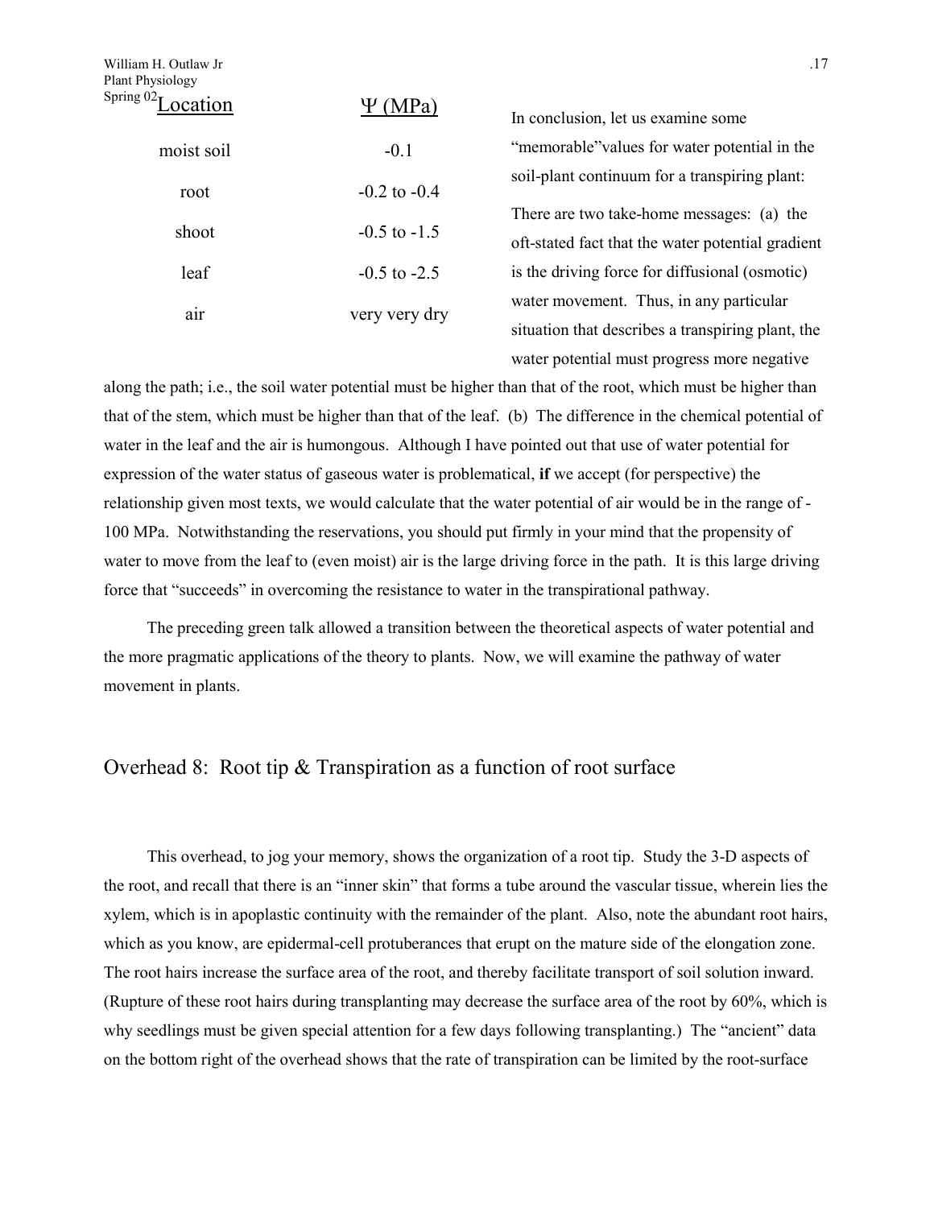| Location | Ψ (MPa) |
| --- | --- |
| moist soil | -0.1 |
| root | -0.2 to -0.4 |
| shoot | -0.5 to -1.5 |
| leaf | -0.5 to -2.5 |
| air | very very dry |

In conclusion, let us examine some "memorable"values for water potential in the soil-plant continuum for a transpiring plant:

There are two take-home messages: (a) the oft-stated fact that the water potential gradient is the driving force for diffusional (osmotic) water movement. Thus, in any particular situation that describes a transpiring plant, the water potential must progress more negative along the path; i.e., the soil water potential must be higher than that of the root, which must be higher than that of the stem, which must be higher than that of the leaf. (b) The difference in the chemical potential of water in the leaf and the air is humongous. Although I have pointed out that use of water potential for expression of the water status of gaseous water is problematical, **if** we accept (for perspective) the relationship given most texts, we would calculate that the water potential of air would be in the range of -100 MPa. Notwithstanding the reservations, you should put firmly in your mind that the propensity of water to move from the leaf to (even moist) air is the large driving force in the path. It is this large driving force that "succeeds" in overcoming the resistance to water in the transpirational pathway.

The preceding green talk allowed a transition between the theoretical aspects of water potential and the more pragmatic applications of the theory to plants. Now, we will examine the pathway of water movement in plants.

## Overhead 8: Root tip & Transpiration as a function of root surface

This overhead, to jog your memory, shows the organization of a root tip. Study the 3-D aspects of the root, and recall that there is an "inner skin" that forms a tube around the vascular tissue, wherein lies the xylem, which is in apoplastic continuity with the remainder of the plant. Also, note the abundant root hairs, which as you know, are epidermal-cell protuberances that erupt on the mature side of the elongation zone. The root hairs increase the surface area of the root, and thereby facilitate transport of soil solution inward. (Rupture of these root hairs during transplanting may decrease the surface area of the root by 60%, which is why seedlings must be given special attention for a few days following transplanting.) The "ancient" data on the bottom right of the overhead shows that the rate of transpiration can be limited by the root-surface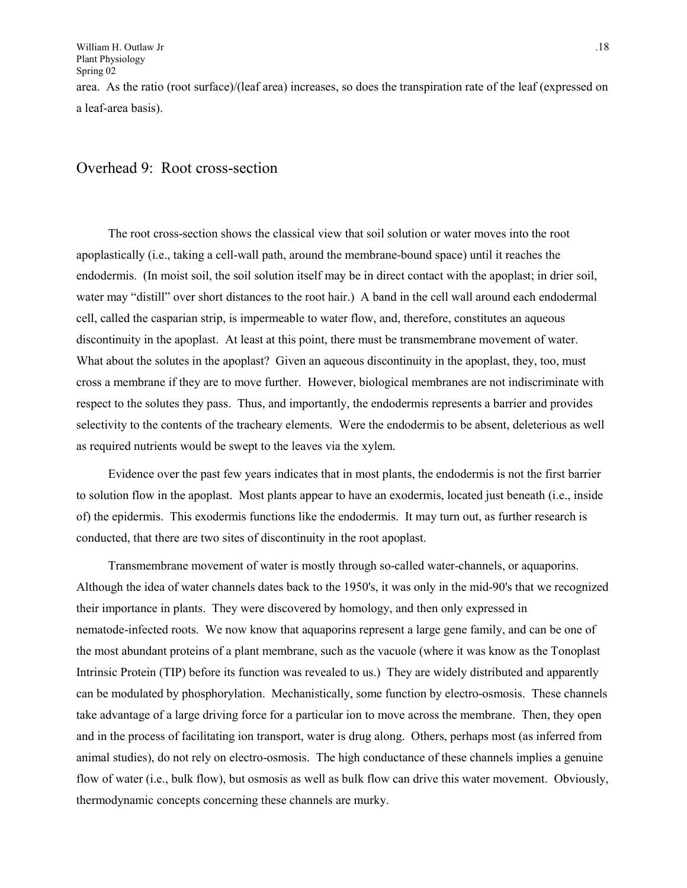area. As the ratio (root surface)/(leaf area) increases, so does the transpiration rate of the leaf (expressed on a leaf-area basis).

## Overhead 9: Root cross-section

The root cross-section shows the classical view that soil solution or water moves into the root apoplastically (i.e., taking a cell-wall path, around the membrane-bound space) until it reaches the endodermis. (In moist soil, the soil solution itself may be in direct contact with the apoplast; in drier soil, water may "distill" over short distances to the root hair.) A band in the cell wall around each endodermal cell, called the casparian strip, is impermeable to water flow, and, therefore, constitutes an aqueous discontinuity in the apoplast. At least at this point, there must be transmembrane movement of water. What about the solutes in the apoplast? Given an aqueous discontinuity in the apoplast, they, too, must cross a membrane if they are to move further. However, biological membranes are not indiscriminate with respect to the solutes they pass. Thus, and importantly, the endodermis represents a barrier and provides selectivity to the contents of the tracheary elements. Were the endodermis to be absent, deleterious as well as required nutrients would be swept to the leaves via the xylem.

Evidence over the past few years indicates that in most plants, the endodermis is not the first barrier to solution flow in the apoplast. Most plants appear to have an exodermis, located just beneath (i.e., inside of) the epidermis. This exodermis functions like the endodermis. It may turn out, as further research is conducted, that there are two sites of discontinuity in the root apoplast.

Transmembrane movement of water is mostly through so-called water-channels, or aquaporins. Although the idea of water channels dates back to the 1950's, it was only in the mid-90's that we recognized their importance in plants. They were discovered by homology, and then only expressed in nematode-infected roots. We now know that aquaporins represent a large gene family, and can be one of the most abundant proteins of a plant membrane, such as the vacuole (where it was know as the Tonoplast Intrinsic Protein (TIP) before its function was revealed to us.) They are widely distributed and apparently can be modulated by phosphorylation. Mechanistically, some function by electro-osmosis. These channels take advantage of a large driving force for a particular ion to move across the membrane. Then, they open and in the process of facilitating ion transport, water is drug along. Others, perhaps most (as inferred from animal studies), do not rely on electro-osmosis. The high conductance of these channels implies a genuine flow of water (i.e., bulk flow), but osmosis as well as bulk flow can drive this water movement. Obviously, thermodynamic concepts concerning these channels are murky.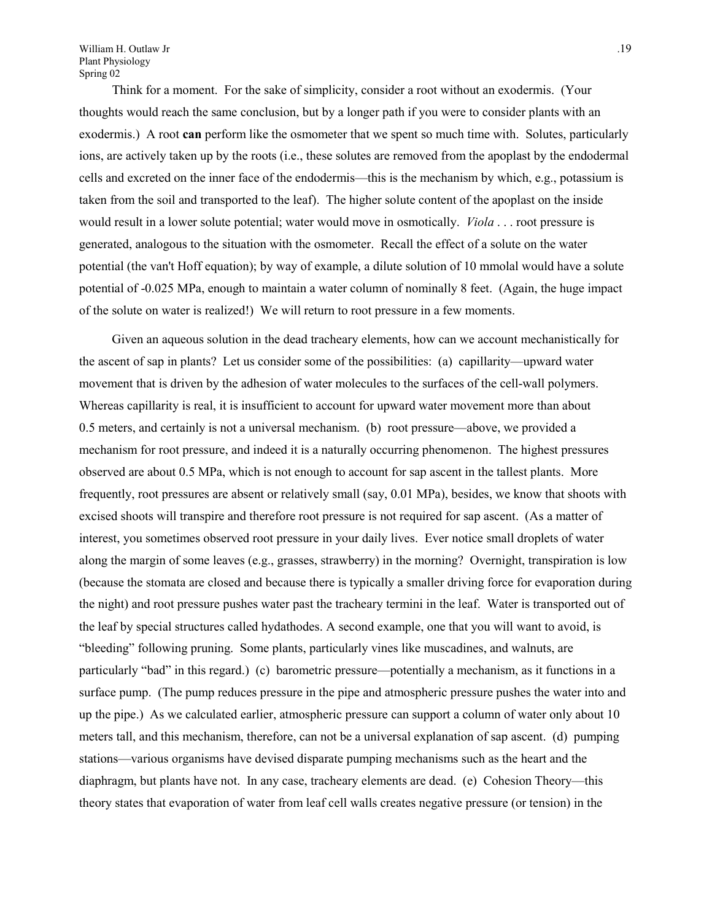Think for a moment. For the sake of simplicity, consider a root without an exodermis. (Your thoughts would reach the same conclusion, but by a longer path if you were to consider plants with an exodermis.) A root **can** perform like the osmometer that we spent so much time with. Solutes, particularly ions, are actively taken up by the roots (i.e., these solutes are removed from the apoplast by the endodermal cells and excreted on the inner face of the endodermis—this is the mechanism by which, e.g., potassium is taken from the soil and transported to the leaf). The higher solute content of the apoplast on the inside would result in a lower solute potential; water would move in osmotically. *Viola* . . . root pressure is generated, analogous to the situation with the osmometer. Recall the effect of a solute on the water potential (the van't Hoff equation); by way of example, a dilute solution of 10 mmolal would have a solute potential of -0.025 MPa, enough to maintain a water column of nominally 8 feet. (Again, the huge impact of the solute on water is realized!) We will return to root pressure in a few moments.

Given an aqueous solution in the dead tracheary elements, how can we account mechanistically for the ascent of sap in plants? Let us consider some of the possibilities: (a) capillarity—upward water movement that is driven by the adhesion of water molecules to the surfaces of the cell-wall polymers. Whereas capillarity is real, it is insufficient to account for upward water movement more than about 0.5 meters, and certainly is not a universal mechanism. (b) root pressure—above, we provided a mechanism for root pressure, and indeed it is a naturally occurring phenomenon. The highest pressures observed are about 0.5 MPa, which is not enough to account for sap ascent in the tallest plants. More frequently, root pressures are absent or relatively small (say, 0.01 MPa), besides, we know that shoots with excised shoots will transpire and therefore root pressure is not required for sap ascent. (As a matter of interest, you sometimes observed root pressure in your daily lives. Ever notice small droplets of water along the margin of some leaves (e.g., grasses, strawberry) in the morning? Overnight, transpiration is low (because the stomata are closed and because there is typically a smaller driving force for evaporation during the night) and root pressure pushes water past the tracheary termini in the leaf. Water is transported out of the leaf by special structures called hydathodes. A second example, one that you will want to avoid, is "bleeding" following pruning. Some plants, particularly vines like muscadines, and walnuts, are particularly "bad" in this regard.) (c) barometric pressure—potentially a mechanism, as it functions in a surface pump. (The pump reduces pressure in the pipe and atmospheric pressure pushes the water into and up the pipe.) As we calculated earlier, atmospheric pressure can support a column of water only about 10 meters tall, and this mechanism, therefore, can not be a universal explanation of sap ascent. (d) pumping stations—various organisms have devised disparate pumping mechanisms such as the heart and the diaphragm, but plants have not. In any case, tracheary elements are dead. (e) Cohesion Theory—this theory states that evaporation of water from leaf cell walls creates negative pressure (or tension) in the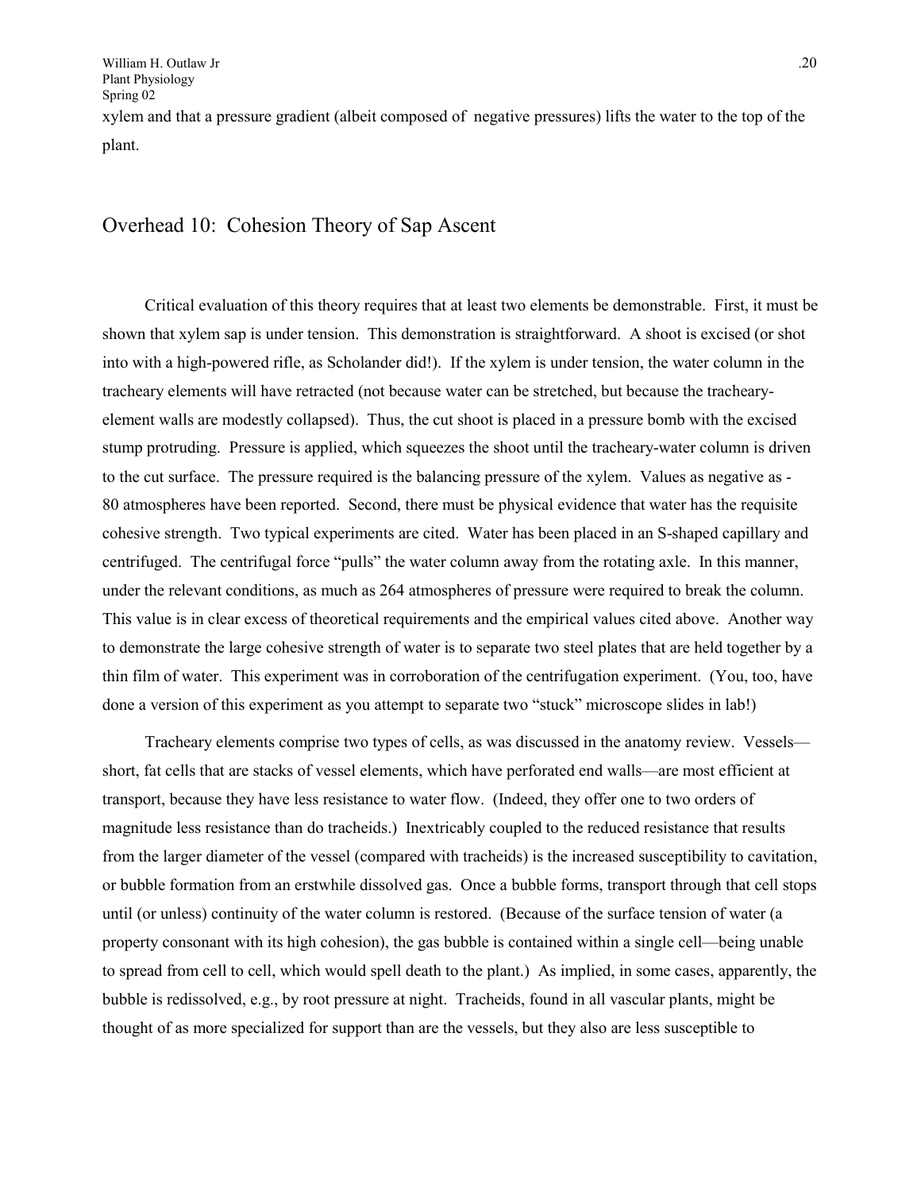xylem and that a pressure gradient (albeit composed of negative pressures) lifts the water to the top of the plant.

## Overhead 10: Cohesion Theory of Sap Ascent

Critical evaluation of this theory requires that at least two elements be demonstrable. First, it must be shown that xylem sap is under tension. This demonstration is straightforward. A shoot is excised (or shot into with a high-powered rifle, as Scholander did!). If the xylem is under tension, the water column in the tracheary elements will have retracted (not because water can be stretched, but because the tracheary-element walls are modestly collapsed). Thus, the cut shoot is placed in a pressure bomb with the excised stump protruding. Pressure is applied, which squeezes the shoot until the tracheary-water column is driven to the cut surface. The pressure required is the balancing pressure of the xylem. Values as negative as -80 atmospheres have been reported. Second, there must be physical evidence that water has the requisite cohesive strength. Two typical experiments are cited. Water has been placed in an S-shaped capillary and centrifuged. The centrifugal force "pulls" the water column away from the rotating axle. In this manner, under the relevant conditions, as much as 264 atmospheres of pressure were required to break the column. This value is in clear excess of theoretical requirements and the empirical values cited above. Another way to demonstrate the large cohesive strength of water is to separate two steel plates that are held together by a thin film of water. This experiment was in corroboration of the centrifugation experiment. (You, too, have done a version of this experiment as you attempt to separate two "stuck" microscope slides in lab!)

Tracheary elements comprise two types of cells, as was discussed in the anatomy review. Vessels—short, fat cells that are stacks of vessel elements, which have perforated end walls—are most efficient at transport, because they have less resistance to water flow. (Indeed, they offer one to two orders of magnitude less resistance than do tracheids.) Inextricably coupled to the reduced resistance that results from the larger diameter of the vessel (compared with tracheids) is the increased susceptibility to cavitation, or bubble formation from an erstwhile dissolved gas. Once a bubble forms, transport through that cell stops until (or unless) continuity of the water column is restored. (Because of the surface tension of water (a property consonant with its high cohesion), the gas bubble is contained within a single cell—being unable to spread from cell to cell, which would spell death to the plant.) As implied, in some cases, apparently, the bubble is redissolved, e.g., by root pressure at night. Tracheids, found in all vascular plants, might be thought of as more specialized for support than are the vessels, but they also are less susceptible to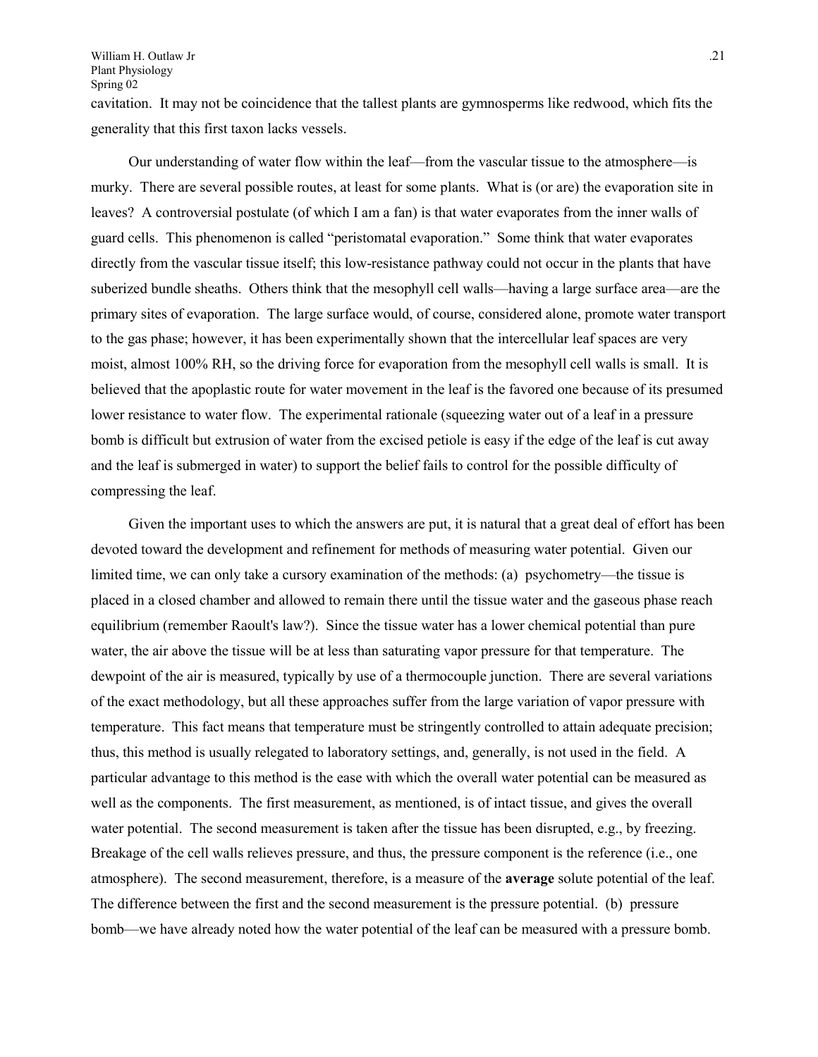cavitation. It may not be coincidence that the tallest plants are gymnosperms like redwood, which fits the generality that this first taxon lacks vessels.

Our understanding of water flow within the leaf—from the vascular tissue to the atmosphere—is murky. There are several possible routes, at least for some plants. What is (or are) the evaporation site in leaves? A controversial postulate (of which I am a fan) is that water evaporates from the inner walls of guard cells. This phenomenon is called "peristomatal evaporation." Some think that water evaporates directly from the vascular tissue itself; this low-resistance pathway could not occur in the plants that have suberized bundle sheaths. Others think that the mesophyll cell walls—having a large surface area—are the primary sites of evaporation. The large surface would, of course, considered alone, promote water transport to the gas phase; however, it has been experimentally shown that the intercellular leaf spaces are very moist, almost 100% RH, so the driving force for evaporation from the mesophyll cell walls is small. It is believed that the apoplastic route for water movement in the leaf is the favored one because of its presumed lower resistance to water flow. The experimental rationale (squeezing water out of a leaf in a pressure bomb is difficult but extrusion of water from the excised petiole is easy if the edge of the leaf is cut away and the leaf is submerged in water) to support the belief fails to control for the possible difficulty of compressing the leaf.

Given the important uses to which the answers are put, it is natural that a great deal of effort has been devoted toward the development and refinement for methods of measuring water potential. Given our limited time, we can only take a cursory examination of the methods: (a) psychometry—the tissue is placed in a closed chamber and allowed to remain there until the tissue water and the gaseous phase reach equilibrium (remember Raoult's law?). Since the tissue water has a lower chemical potential than pure water, the air above the tissue will be at less than saturating vapor pressure for that temperature. The dewpoint of the air is measured, typically by use of a thermocouple junction. There are several variations of the exact methodology, but all these approaches suffer from the large variation of vapor pressure with temperature. This fact means that temperature must be stringently controlled to attain adequate precision; thus, this method is usually relegated to laboratory settings, and, generally, is not used in the field. A particular advantage to this method is the ease with which the overall water potential can be measured as well as the components. The first measurement, as mentioned, is of intact tissue, and gives the overall water potential. The second measurement is taken after the tissue has been disrupted, e.g., by freezing. Breakage of the cell walls relieves pressure, and thus, the pressure component is the reference (i.e., one atmosphere). The second measurement, therefore, is a measure of the **average** solute potential of the leaf. The difference between the first and the second measurement is the pressure potential. (b) pressure bomb—we have already noted how the water potential of the leaf can be measured with a pressure bomb.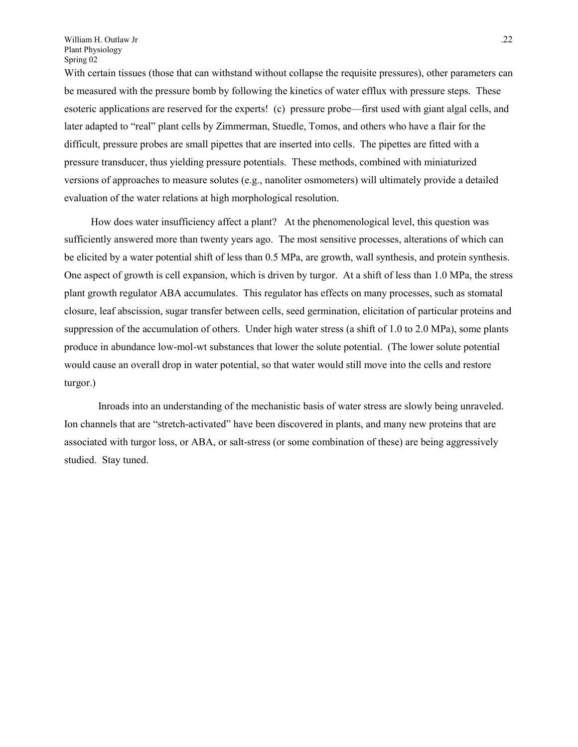With certain tissues (those that can withstand without collapse the requisite pressures), other parameters can be measured with the pressure bomb by following the kinetics of water efflux with pressure steps. These esoteric applications are reserved for the experts! (c) pressure probe—first used with giant algal cells, and later adapted to "real" plant cells by Zimmerman, Stuedle, Tomos, and others who have a flair for the difficult, pressure probes are small pipettes that are inserted into cells. The pipettes are fitted with a pressure transducer, thus yielding pressure potentials. These methods, combined with miniaturized versions of approaches to measure solutes (e.g., nanoliter osmometers) will ultimately provide a detailed evaluation of the water relations at high morphological resolution.

How does water insufficiency affect a plant? At the phenomenological level, this question was sufficiently answered more than twenty years ago. The most sensitive processes, alterations of which can be elicited by a water potential shift of less than 0.5 MPa, are growth, wall synthesis, and protein synthesis. One aspect of growth is cell expansion, which is driven by turgor. At a shift of less than 1.0 MPa, the stress plant growth regulator ABA accumulates. This regulator has effects on many processes, such as stomatal closure, leaf abscission, sugar transfer between cells, seed germination, elicitation of particular proteins and suppression of the accumulation of others. Under high water stress (a shift of 1.0 to 2.0 MPa), some plants produce in abundance low-mol-wt substances that lower the solute potential. (The lower solute potential would cause an overall drop in water potential, so that water would still move into the cells and restore turgor.)

Inroads into an understanding of the mechanistic basis of water stress are slowly being unraveled. Ion channels that are "stretch-activated" have been discovered in plants, and many new proteins that are associated with turgor loss, or ABA, or salt-stress (or some combination of these) are being aggressively studied. Stay tuned.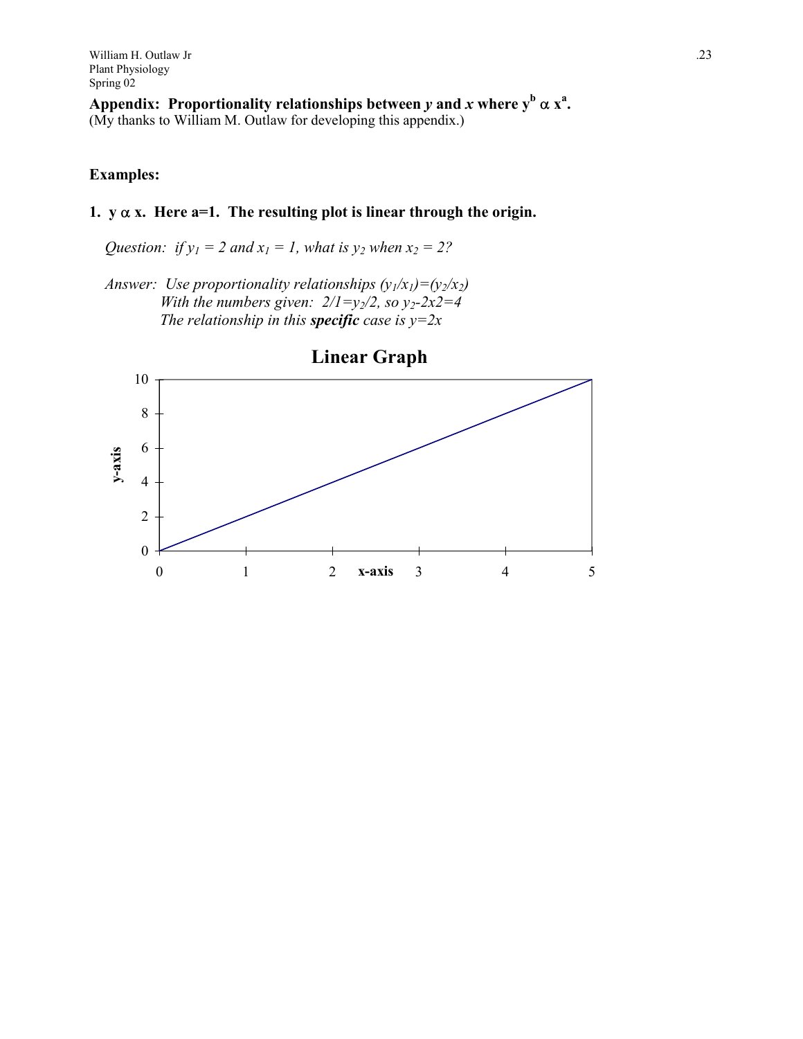**Appendix: Proportionality relationships between *y* and *x* where $y^b \propto x^a$.**
(My thanks to William M. Outlaw for developing this appendix.)

**Examples:**

**1. $y \propto x$. Here a=1. The resulting plot is linear through the origin.**

*Question: if $y_1 = 2$ and $x_1 = 1$, what is $y_2$ when $x_2 = 2$?*

*Answer: Use proportionality relationships $(y_1/x_1)=(y_2/x_2)$*
*With the numbers given: $2/1=y_2/2$, so $y_2$-2x2=4*
*The relationship in this **specific** case is y=2x*

**Linear Graph**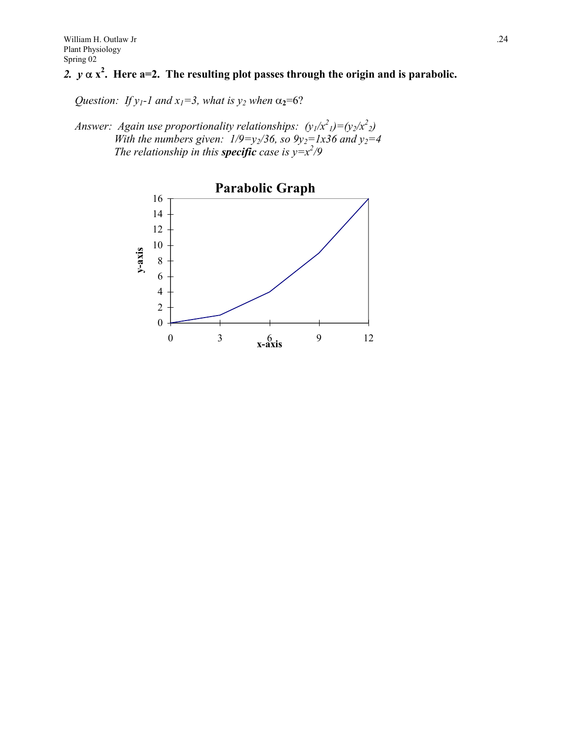## 2. $y \propto x^2$. Here a=2. The resulting plot passes through the origin and is parabolic.

*Question: If $y_1$-1 and $x_1$=3, what is $y_2$ when $\alpha_2$=6?*

*Answer: Again use proportionality relationships: $(y_1/x^2_1)=(y_2/x^2_2)$*
*With the numbers given: $1/9=y_2/36$, so $9y_2=1\text{x}36$ and $y_2=4$*
*The relationship in this **specific** case is $y=x^2/9$*

**Parabolic Graph**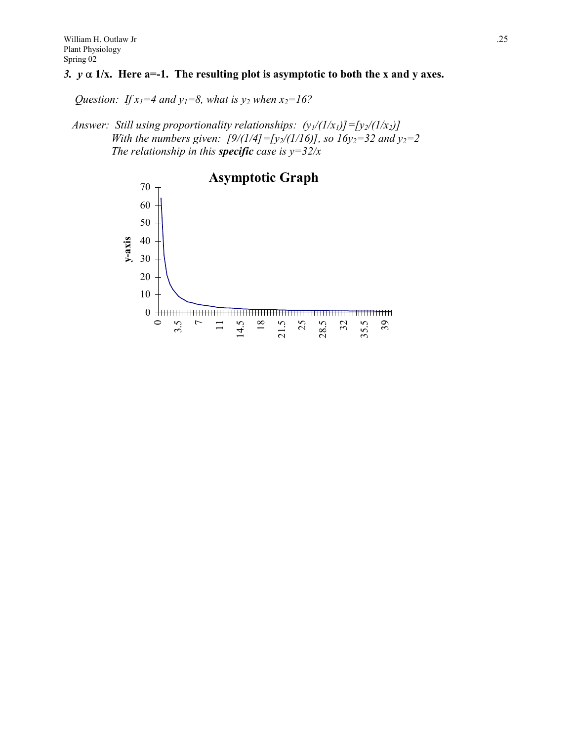### *3.* $y \propto 1/x$. Here a=-1. The resulting plot is asymptotic to both the x and y axes.

*Question: If $x_1=4$ and $y_1=8$, what is $y_2$ when $x_2=16$?*

*Answer: Still using proportionality relationships: $(y_1/(1/x_1))]=[y_2/(1/x_2)]$*
*With the numbers given: $[9/(1/4]=[y_2/(1/16)]$, so $16y_2=32$ and $y_2=2$*
*The relationship in this **specific** case is $y=32/x$*

**Asymptotic Graph**

y-axis: 0, 10, 20, 30, 40, 50, 60, 70

x-axis: 0, 3.5, 7, 11, 14.5, 18, 21.5, 25, 28.5, 32, 35.5, 39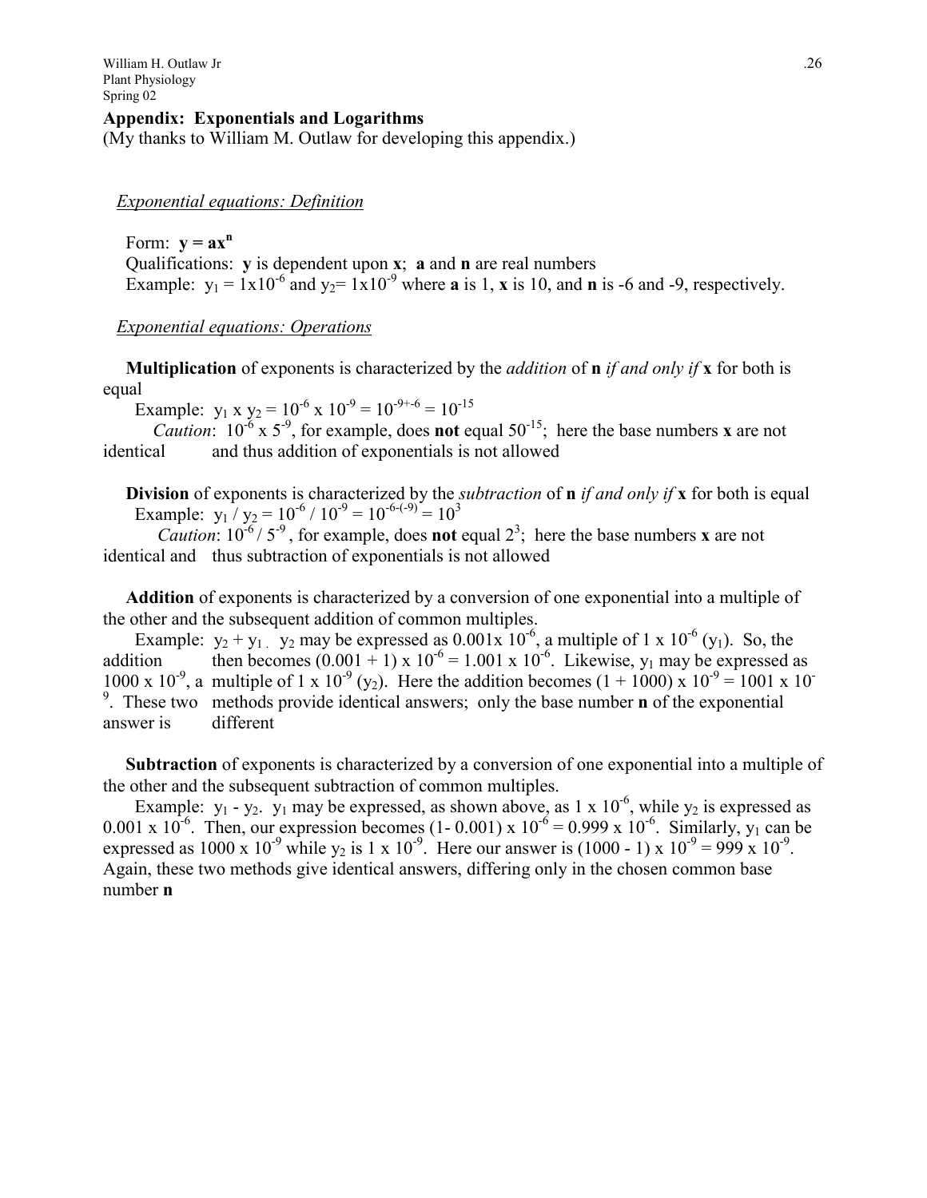## Appendix: Exponentials and Logarithms

(My thanks to William M. Outlaw for developing this appendix.)

### *Exponential equations: Definition*

Form: $\mathbf{y = ax^n}$

Qualifications: **y** is dependent upon **x**; **a** and **n** are real numbers

Example: $y_1 = 1 \times 10^{-6}$ and $y_2 = 1 \times 10^{-9}$ where **a** is 1, **x** is 10, and **n** is -6 and -9, respectively.

### *Exponential equations: Operations*

**Multiplication** of exponents is characterized by the *addition* of **n** *if and only if* **x** for both is equal

Example: $y_1 \times y_2 = 10^{-6} \times 10^{-9} = 10^{-9+-6} = 10^{-15}$

*Caution*: $10^{-6} \times 5^{-9}$, for example, does **not** equal $50^{-15}$; here the base numbers **x** are not identical and thus addition of exponentials is not allowed

**Division** of exponents is characterized by the *subtraction* of **n** *if and only if* **x** for both is equal

Example: $y_1 / y_2 = 10^{-6} / 10^{-9} = 10^{-6-(-9)} = 10^3$

*Caution*: $10^{-6} / 5^{-9}$, for example, does **not** equal $2^3$; here the base numbers **x** are not identical and thus subtraction of exponentials is not allowed

**Addition** of exponents is characterized by a conversion of one exponential into a multiple of the other and the subsequent addition of common multiples.

Example: $y_2 + y_1$. $y_2$ may be expressed as $0.001 \times 10^{-6}$, a multiple of $1 \times 10^{-6}$ ($y_1$). So, the addition then becomes $(0.001 + 1) \times 10^{-6} = 1.001 \times 10^{-6}$. Likewise, $y_1$ may be expressed as $1000 \times 10^{-9}$, a multiple of $1 \times 10^{-9}$ ($y_2$). Here the addition becomes $(1 + 1000) \times 10^{-9} = 1001 \times 10^{-9}$. These two methods provide identical answers; only the base number **n** of the exponential answer is different

**Subtraction** of exponents is characterized by a conversion of one exponential into a multiple of the other and the subsequent subtraction of common multiples.

Example: $y_1 - y_2$. $y_1$ may be expressed, as shown above, as $1 \times 10^{-6}$, while $y_2$ is expressed as $0.001 \times 10^{-6}$. Then, our expression becomes $(1 - 0.001) \times 10^{-6} = 0.999 \times 10^{-6}$. Similarly, $y_1$ can be expressed as $1000 \times 10^{-9}$ while $y_2$ is $1 \times 10^{-9}$. Here our answer is $(1000 - 1) \times 10^{-9} = 999 \times 10^{-9}$. Again, these two methods give identical answers, differing only in the chosen common base number **n**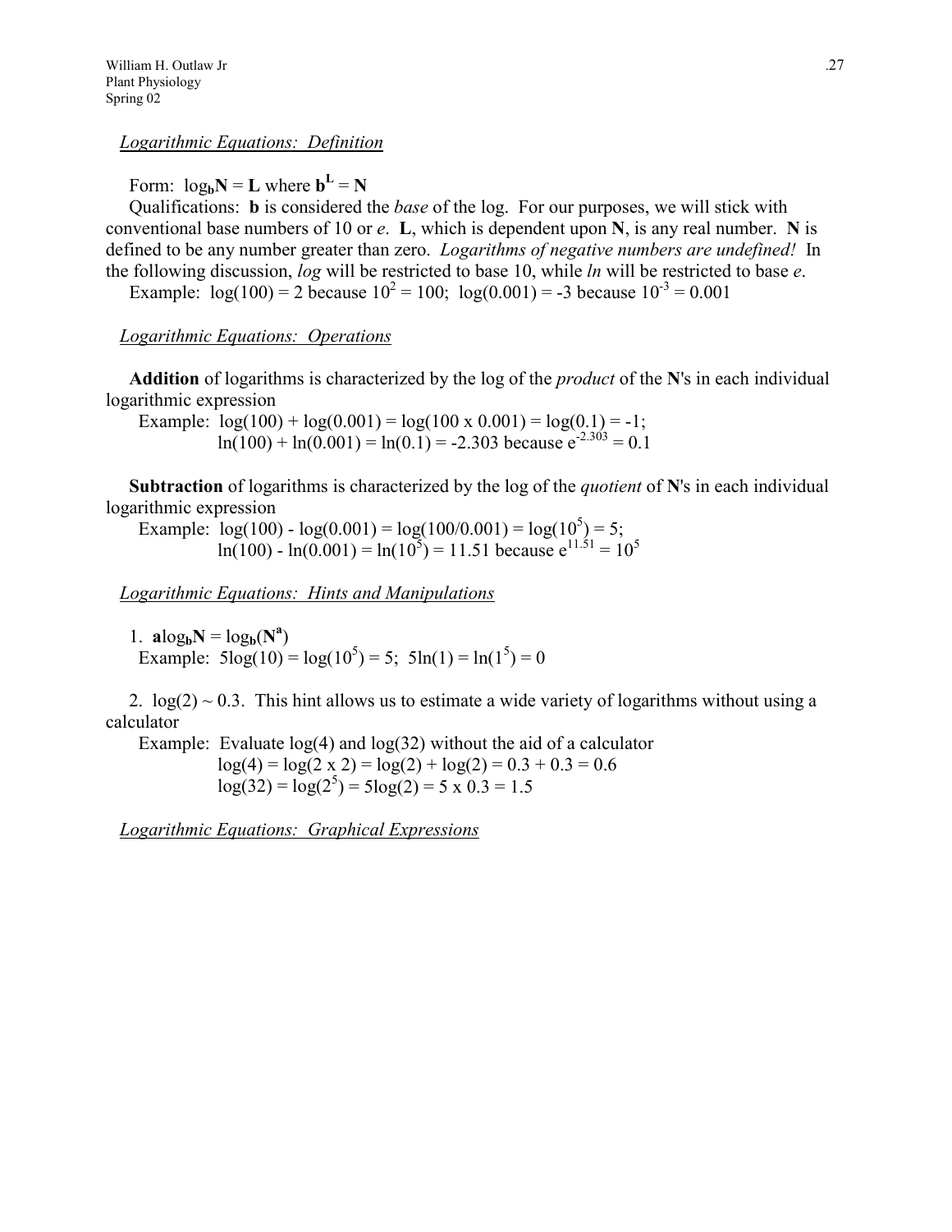*Logarithmic Equations: Definition*

Form: $\log_b N = L$ where $b^L = N$

Qualifications: **b** is considered the *base* of the log. For our purposes, we will stick with conventional base numbers of 10 or *e*. **L**, which is dependent upon **N**, is any real number. **N** is defined to be any number greater than zero. *Logarithms of negative numbers are undefined!* In the following discussion, *log* will be restricted to base 10, while *ln* will be restricted to base *e*.

Example: $\log(100) = 2$ because $10^2 = 100$; $\log(0.001) = -3$ because $10^{-3} = 0.001$

*Logarithmic Equations: Operations*

**Addition** of logarithms is characterized by the log of the *product* of the **N**'s in each individual logarithmic expression

Example: $\log(100) + \log(0.001) = \log(100 \times 0.001) = \log(0.1) = -1$;
$\ln(100) + \ln(0.001) = \ln(0.1) = -2.303$ because $e^{-2.303} = 0.1$

**Subtraction** of logarithms is characterized by the log of the *quotient* of **N**'s in each individual logarithmic expression

Example: $\log(100) - \log(0.001) = \log(100/0.001) = \log(10^5) = 5$;
$\ln(100) - \ln(0.001) = \ln(10^5) = 11.51$ because $e^{11.51} = 10^5$

*Logarithmic Equations: Hints and Manipulations*

1. $a\log_b N = \log_b(N^a)$
   Example: $5\log(10) = \log(10^5) = 5$; $5\ln(1) = \ln(1^5) = 0$

2. $\log(2) \sim 0.3$. This hint allows us to estimate a wide variety of logarithms without using a calculator
   Example: Evaluate log(4) and log(32) without the aid of a calculator
   $\log(4) = \log(2 \times 2) = \log(2) + \log(2) = 0.3 + 0.3 = 0.6$
   $\log(32) = \log(2^5) = 5\log(2) = 5 \times 0.3 = 1.5$

*Logarithmic Equations: Graphical Expressions*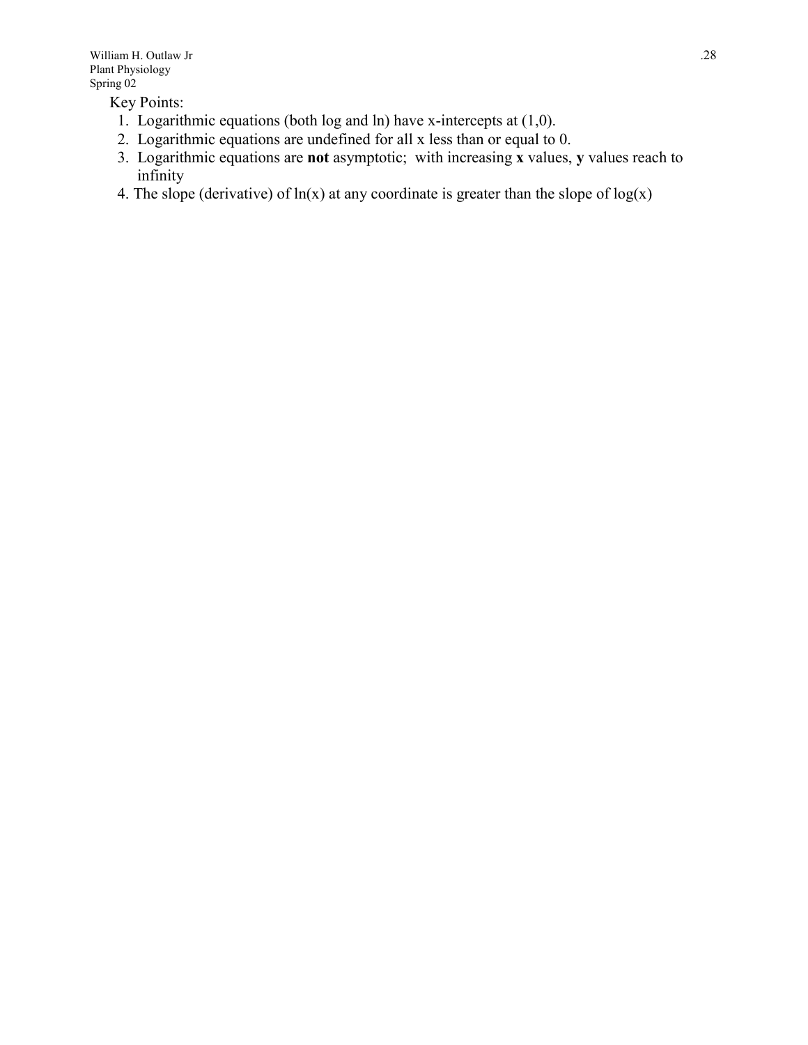Key Points:

1. Logarithmic equations (both log and ln) have x-intercepts at (1,0).
2. Logarithmic equations are undefined for all x less than or equal to 0.
3. Logarithmic equations are **not** asymptotic; with increasing **x** values, **y** values reach to infinity
4. The slope (derivative) of ln(x) at any coordinate is greater than the slope of log(x)